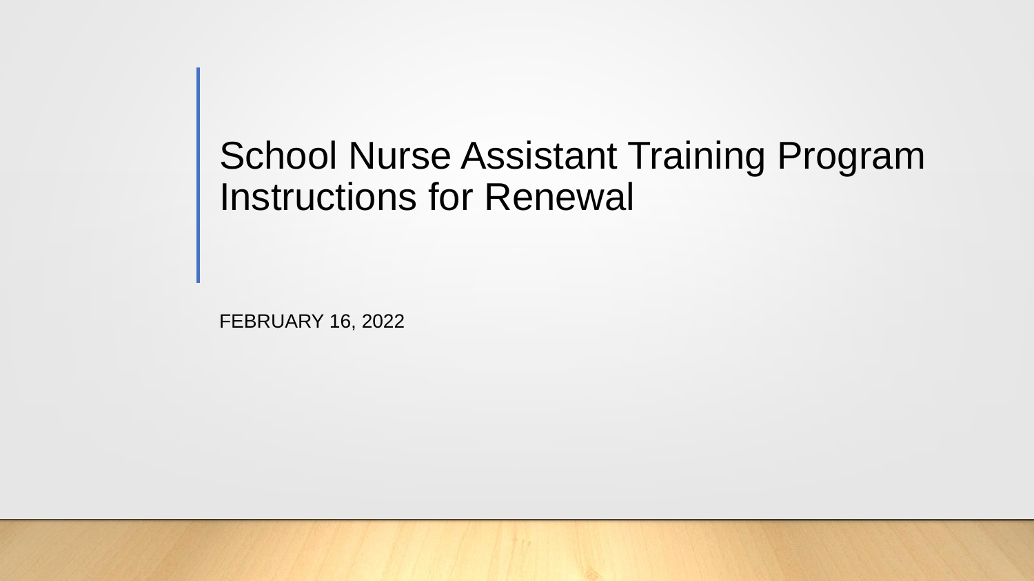# School Nurse Assistant Training Program Instructions for Renewal

FEBRUARY 16, 2022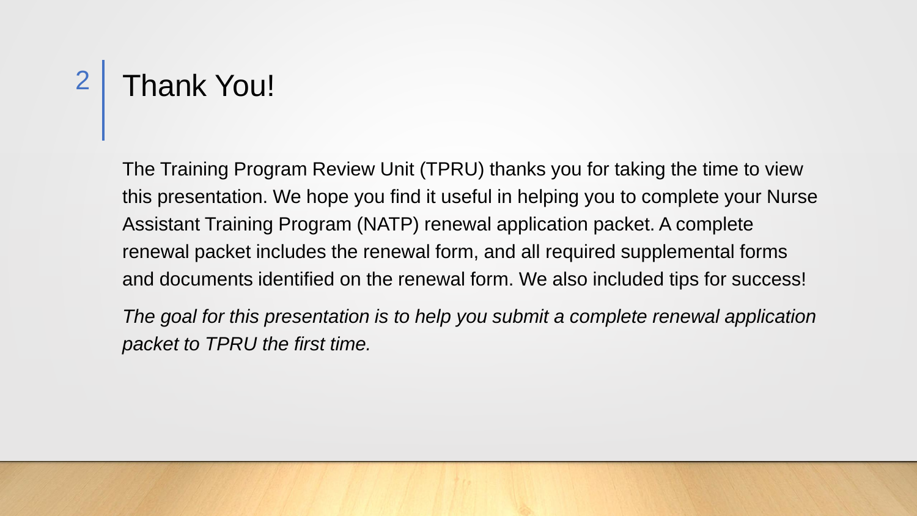# Thank You!

The Training Program Review Unit (TPRU) thanks you for taking the time to view this presentation. We hope you find it useful in helping you to complete your Nurse Assistant Training Program (NATP) renewal application packet. A complete renewal packet includes the renewal form, and all required supplemental forms and documents identified on the renewal form. We also included tips for success!

*The goal for this presentation is to help you submit a complete renewal application packet to TPRU the first time.*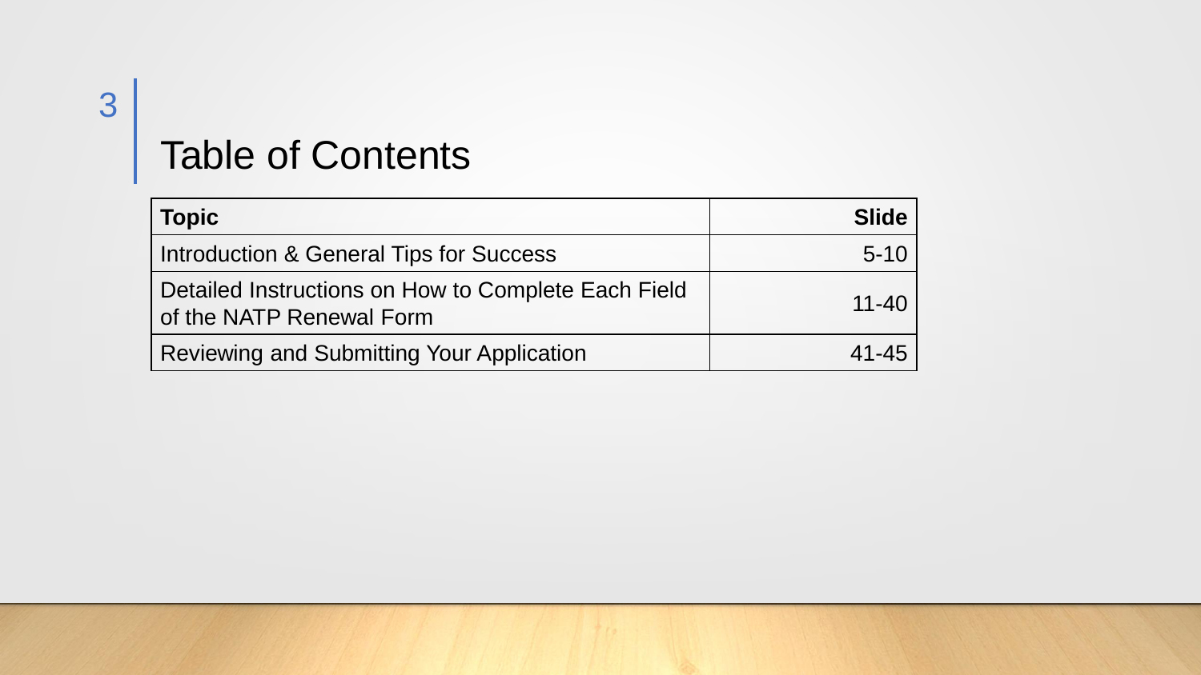# Table of Contents

| **Topic** | **Slide** |
|---|---|
| Introduction & General Tips for Success | 5-10 |
| Detailed Instructions on How to Complete Each Field of the NATP Renewal Form | 11-40 |
| Reviewing and Submitting Your Application | 41-45 |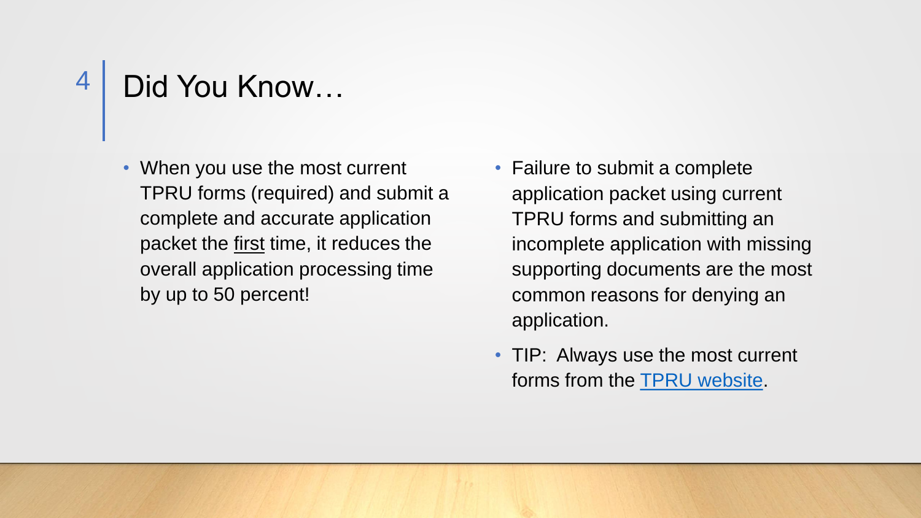# Did You Know…

- When you use the most current TPRU forms (required) and submit a complete and accurate application packet the <u>first</u> time, it reduces the overall application processing time by up to 50 percent!

- Failure to submit a complete application packet using current TPRU forms and submitting an incomplete application with missing supporting documents are the most common reasons for denying an application.
- TIP: Always use the most current forms from the TPRU website.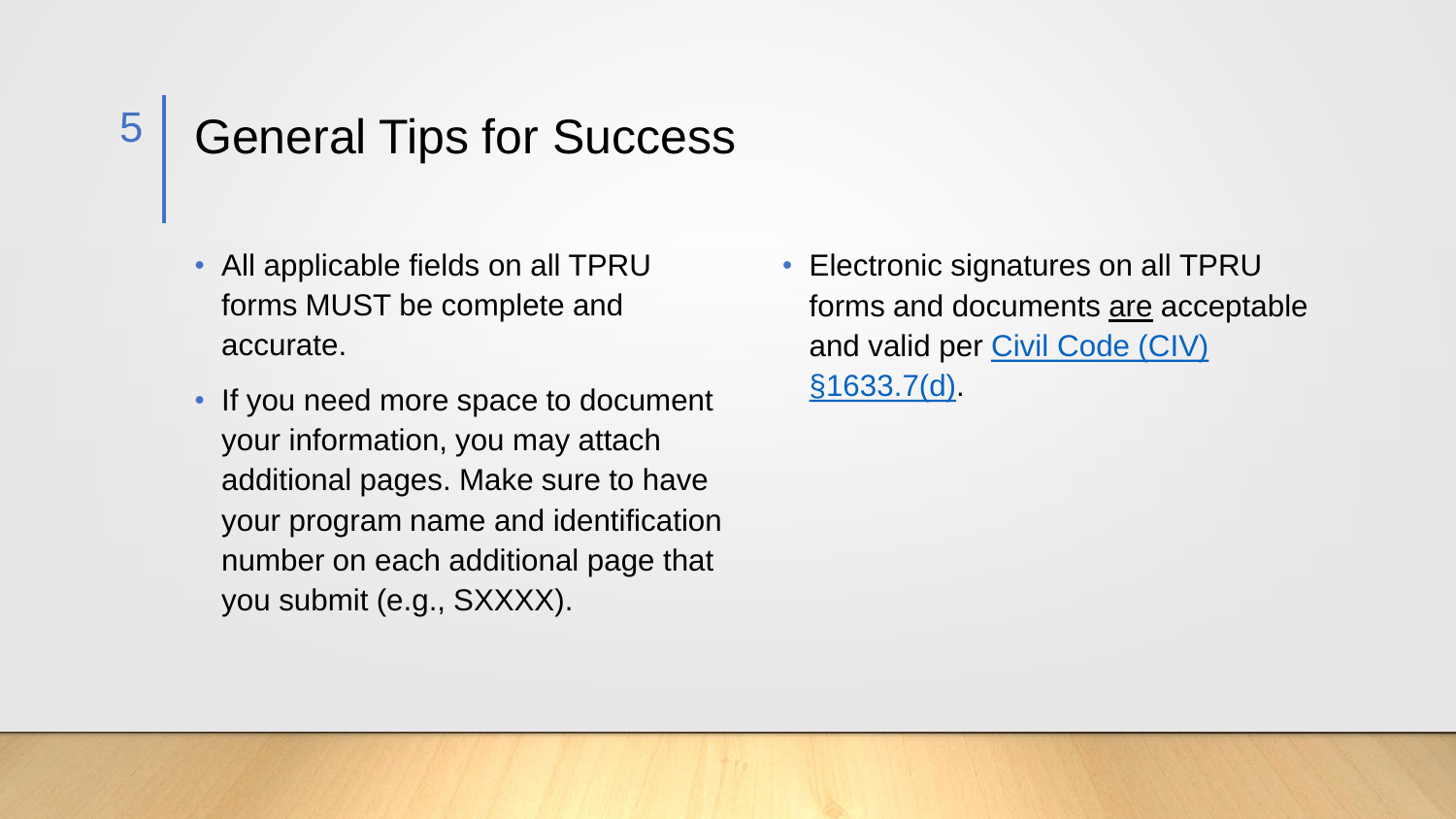# General Tips for Success

- All applicable fields on all TPRU forms MUST be complete and accurate.
- If you need more space to document your information, you may attach additional pages. Make sure to have your program name and identification number on each additional page that you submit (e.g., SXXXX).
- Electronic signatures on all TPRU forms and documents are acceptable and valid per Civil Code (CIV) §1633.7(d).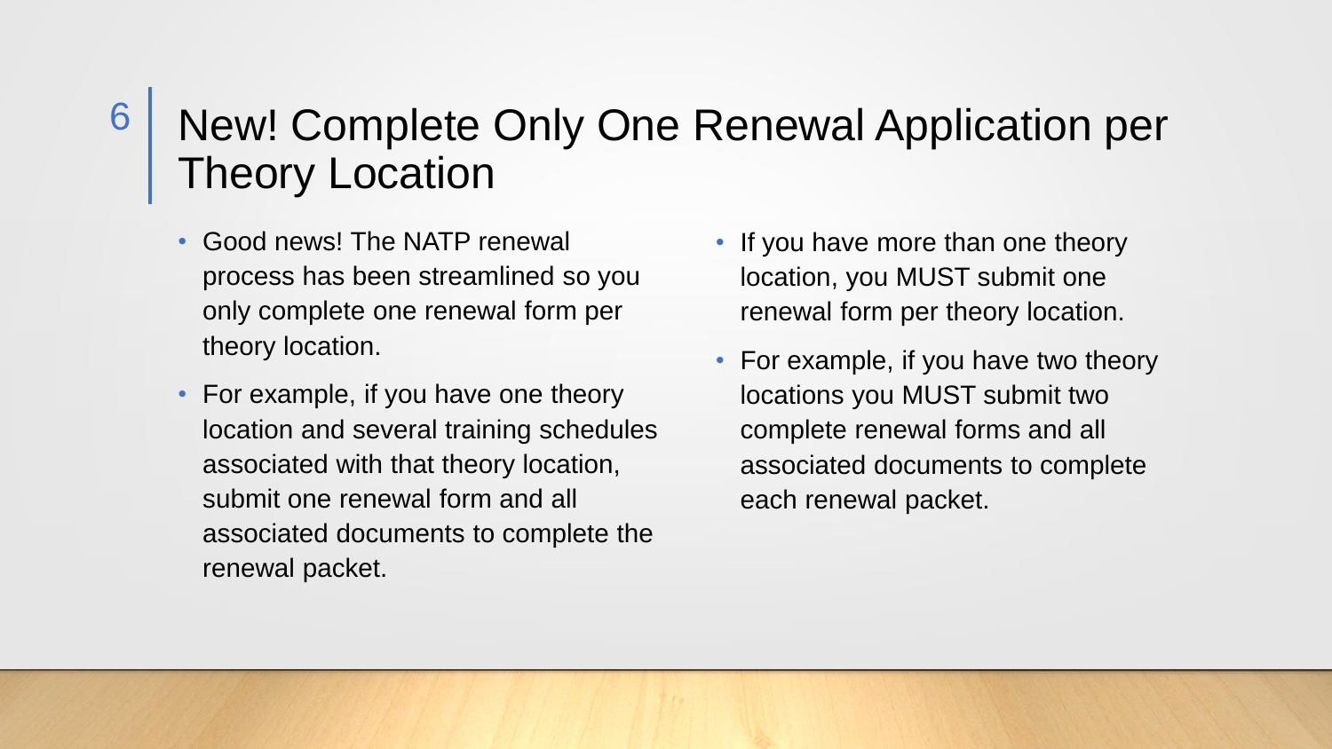# New! Complete Only One Renewal Application per Theory Location

- Good news! The NATP renewal process has been streamlined so you only complete one renewal form per theory location.
- For example, if you have one theory location and several training schedules associated with that theory location, submit one renewal form and all associated documents to complete the renewal packet.
- If you have more than one theory location, you MUST submit one renewal form per theory location.
- For example, if you have two theory locations you MUST submit two complete renewal forms and all associated documents to complete each renewal packet.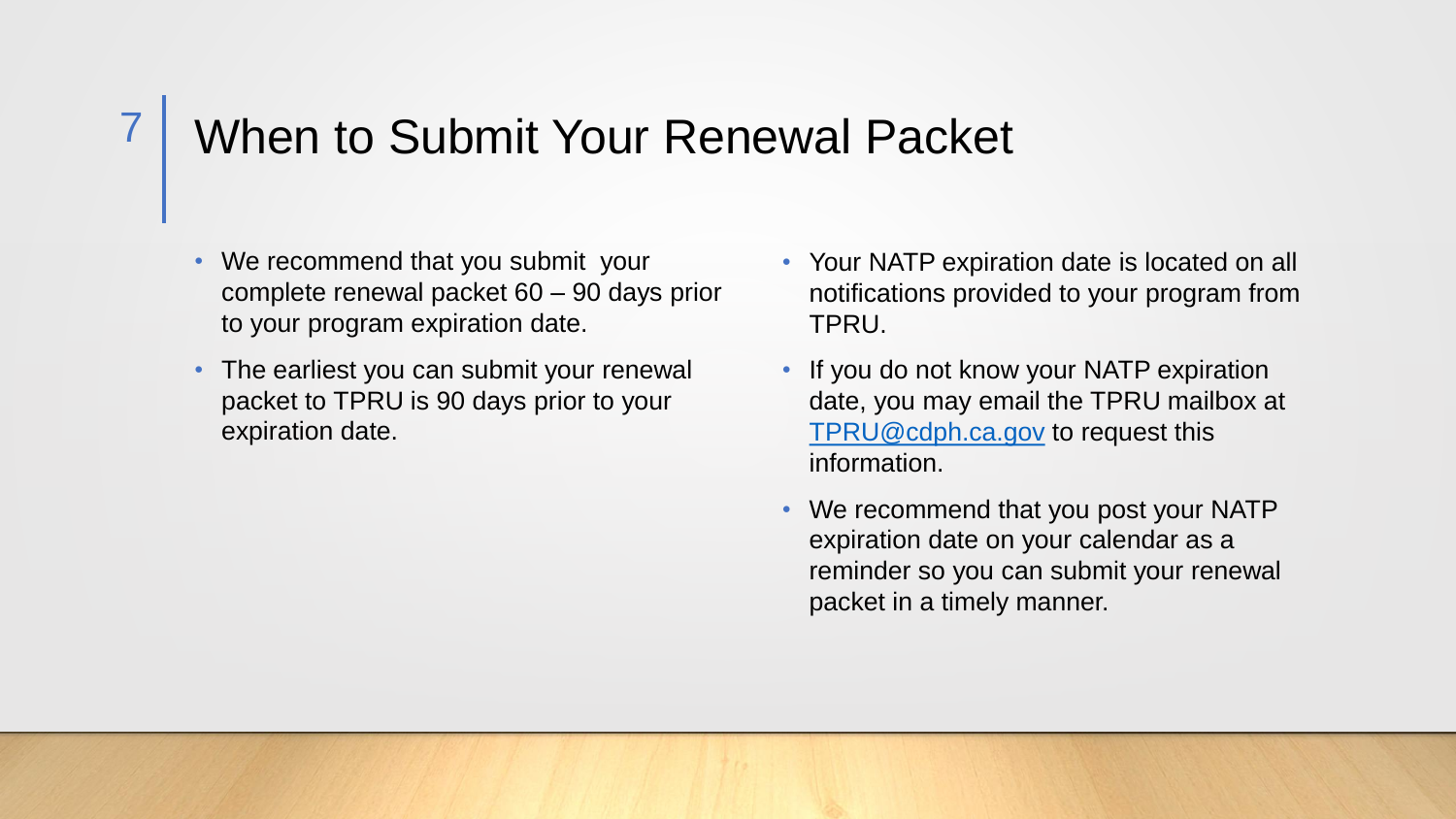# When to Submit Your Renewal Packet

- We recommend that you submit your complete renewal packet 60 – 90 days prior to your program expiration date.
- The earliest you can submit your renewal packet to TPRU is 90 days prior to your expiration date.
- Your NATP expiration date is located on all notifications provided to your program from TPRU.
- If you do not know your NATP expiration date, you may email the TPRU mailbox at TPRU@cdph.ca.gov to request this information.
- We recommend that you post your NATP expiration date on your calendar as a reminder so you can submit your renewal packet in a timely manner.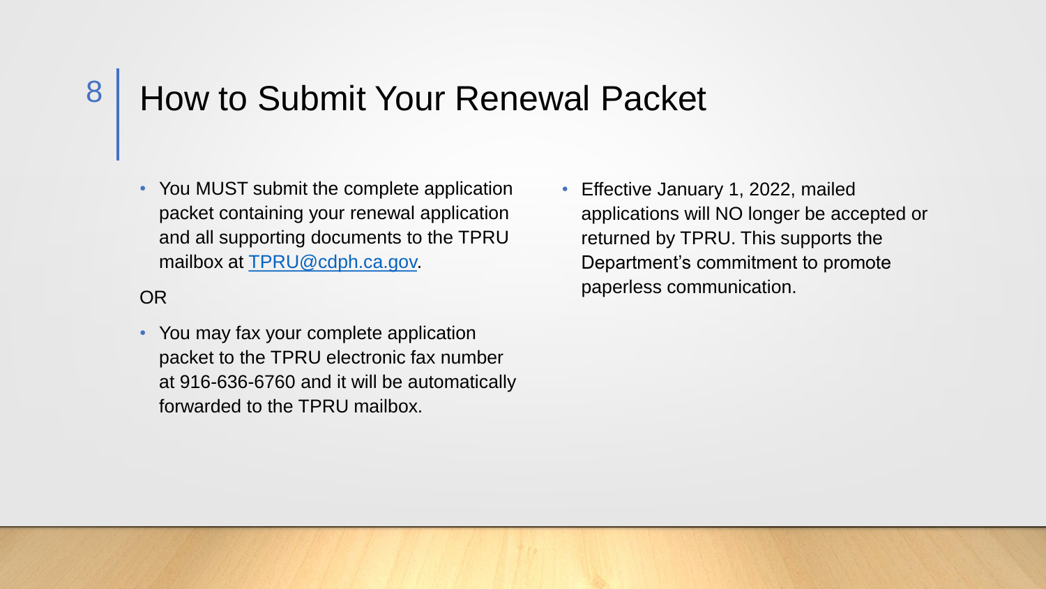# How to Submit Your Renewal Packet

- You MUST submit the complete application packet containing your renewal application and all supporting documents to the TPRU mailbox at [TPRU@cdph.ca.gov](mailto:TPRU@cdph.ca.gov).

OR

- You may fax your complete application packet to the TPRU electronic fax number at 916-636-6760 and it will be automatically forwarded to the TPRU mailbox.

- Effective January 1, 2022, mailed applications will NO longer be accepted or returned by TPRU. This supports the Department's commitment to promote paperless communication.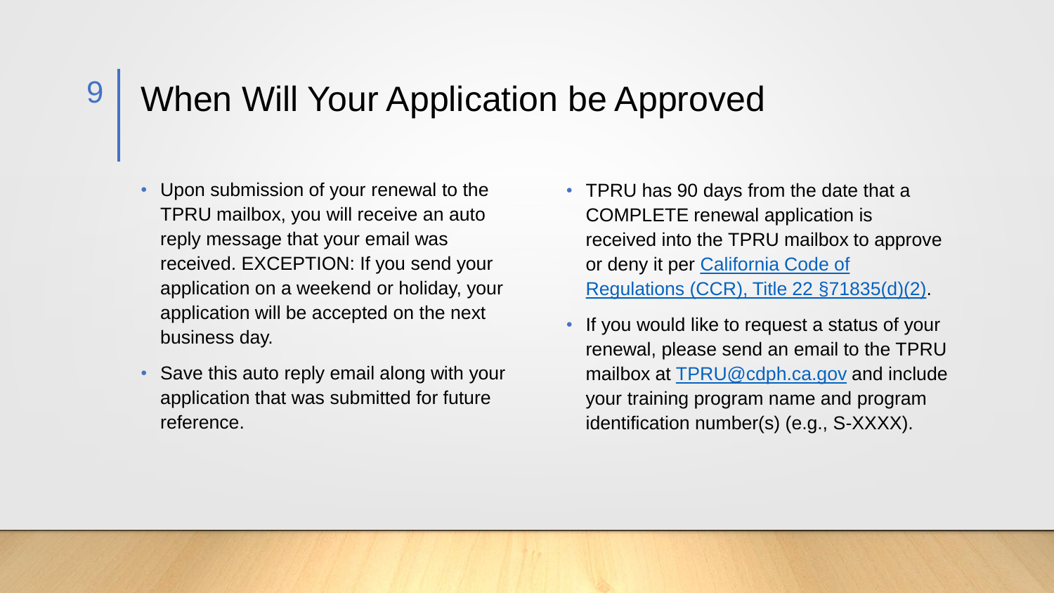# When Will Your Application be Approved

- Upon submission of your renewal to the TPRU mailbox, you will receive an auto reply message that your email was received. EXCEPTION: If you send your application on a weekend or holiday, your application will be accepted on the next business day.
- Save this auto reply email along with your application that was submitted for future reference.
- TPRU has 90 days from the date that a COMPLETE renewal application is received into the TPRU mailbox to approve or deny it per California Code of Regulations (CCR), Title 22 §71835(d)(2).
- If you would like to request a status of your renewal, please send an email to the TPRU mailbox at TPRU@cdph.ca.gov and include your training program name and program identification number(s) (e.g., S-XXXX).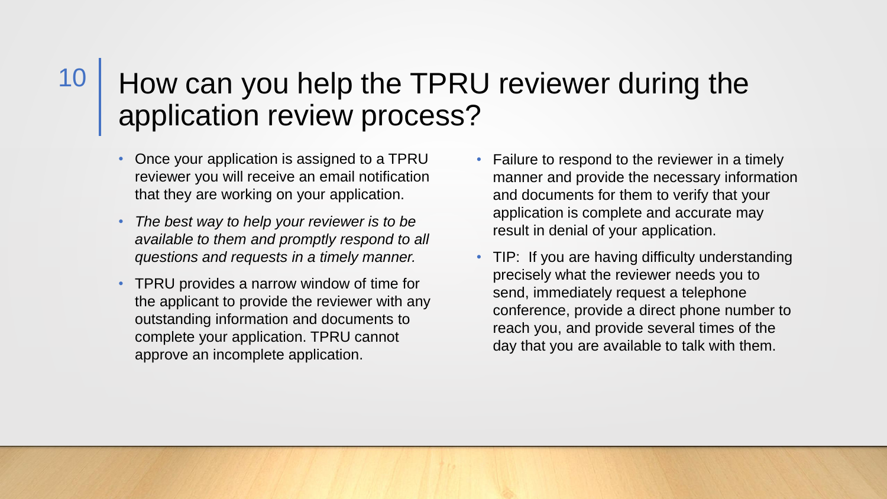# How can you help the TPRU reviewer during the application review process?

- Once your application is assigned to a TPRU reviewer you will receive an email notification that they are working on your application.
- *The best way to help your reviewer is to be available to them and promptly respond to all questions and requests in a timely manner.*
- TPRU provides a narrow window of time for the applicant to provide the reviewer with any outstanding information and documents to complete your application. TPRU cannot approve an incomplete application.
- Failure to respond to the reviewer in a timely manner and provide the necessary information and documents for them to verify that your application is complete and accurate may result in denial of your application.
- TIP: If you are having difficulty understanding precisely what the reviewer needs you to send, immediately request a telephone conference, provide a direct phone number to reach you, and provide several times of the day that you are available to talk with them.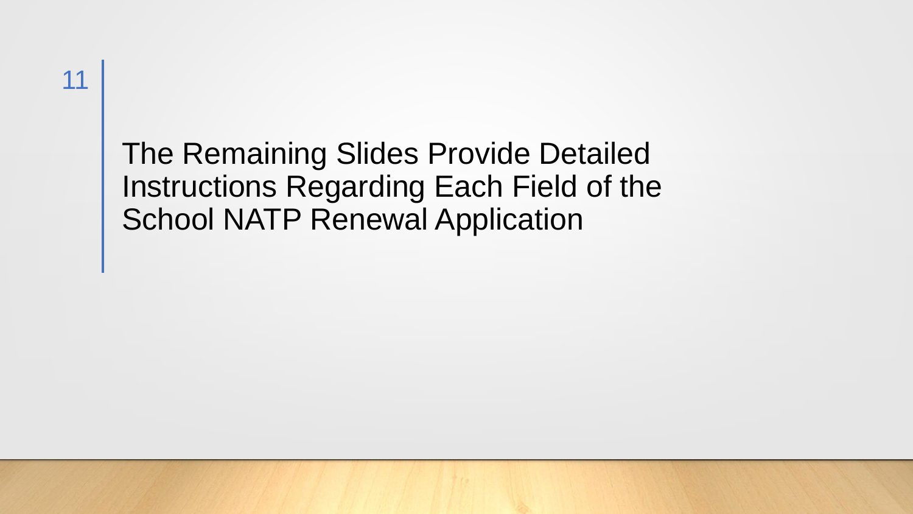# The Remaining Slides Provide Detailed Instructions Regarding Each Field of the School NATP Renewal Application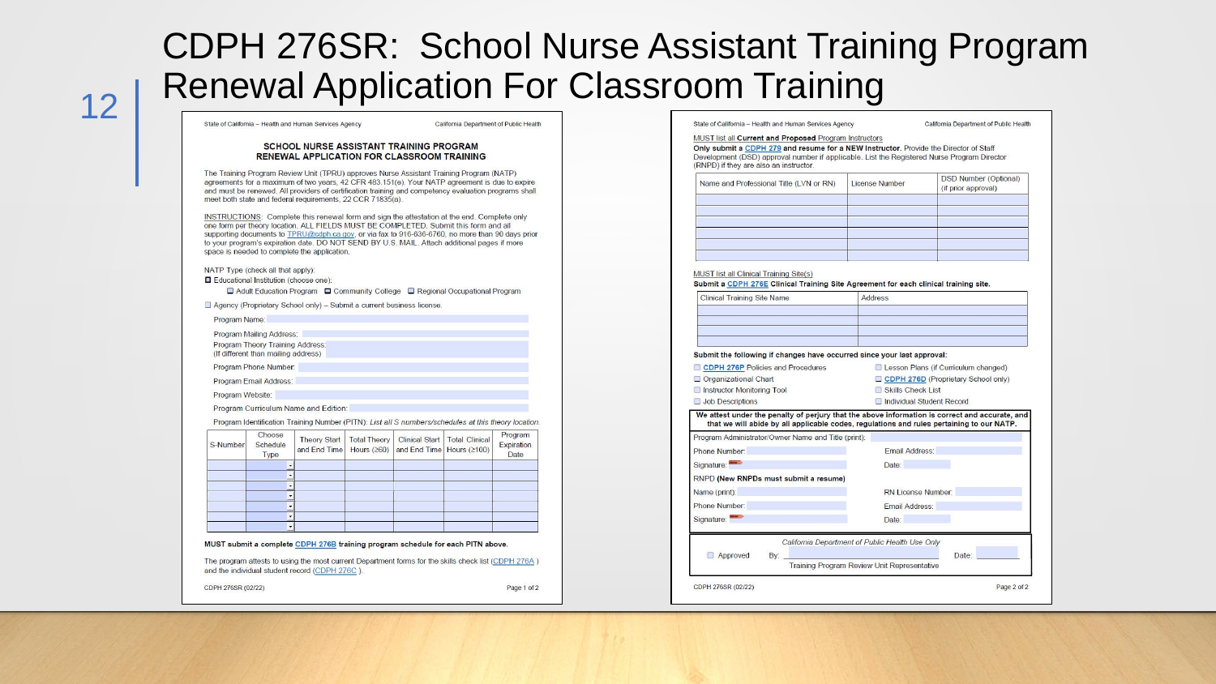# CDPH 276SR: School Nurse Assistant Training Program Renewal Application For Classroom Training

State of California – Health and Human Services Agency — California Department of Public Health

## SCHOOL NURSE ASSISTANT TRAINING PROGRAM RENEWAL APPLICATION FOR CLASSROOM TRAINING

The Training Program Review Unit (TPRU) approves Nurse Assistant Training Program (NATP) agreements for a maximum of two years, 42 CFR 483.151(e). Your NATP agreement is due to expire and must be renewed. All providers of certification training and competency evaluation programs shall meet both state and federal requirements, 22 CCR 71835(a).

INSTRUCTIONS: Complete this renewal form and sign the attestation at the end. Complete only one form per theory location. ALL FIELDS MUST BE COMPLETED. Submit this form and all supporting documents to TPRU@cdph.ca.gov, or via fax to 916-636-6760, no more than 90 days prior to your program's expiration date. DO NOT SEND BY U.S. MAIL. Attach additional pages if more space is needed to complete the application.

NATP Type (check all that apply):

- ☐ Educational Institution (choose one):
  - ☐ Adult Education Program ☐ Community College ☐ Regional Occupational Program
- ☐ Agency (Proprietary School only) – Submit a current business license.

Program Name:

Program Mailing Address:

Program Theory Training Address: (If different than mailing address)

Program Phone Number:

Program Email Address:

Program Website:

Program Curriculum Name and Edition:

Program Identification Training Number (PITN): *List all S numbers/schedules at this theory location.*

| S-Number | Choose Schedule Type | Theory Start and End Time | Total Theory Hours (≥60) | Clinical Start and End Time | Total Clinical Hours (≥100) | Program Expiration Date |
|---|---|---|---|---|---|---|
| | | | | | | |
| | | | | | | |
| | | | | | | |
| | | | | | | |
| | | | | | | |
| | | | | | | |
| | | | | | | |

**MUST submit a complete CDPH 276B training program schedule for each PITN above.**

The program attests to using the most current Department forms for the skills check list (CDPH 276A) and the individual student record (CDPH 276C).

CDPH 276SR (02/22)

---

State of California – Health and Human Services Agency — California Department of Public Health

MUST list all **Current and Proposed** Program Instructors

**Only submit a CDPH 279 and resume for a NEW Instructor.** Provide the Director of Staff Development (DSD) approval number if applicable. List the Registered Nurse Program Director (RNPD) if they are also an instructor.

| Name and Professional Title (LVN or RN) | License Number | DSD Number (Optional) (if prior approval) |
|---|---|---|
| | | |
| | | |
| | | |
| | | |
| | | |
| | | |

MUST list all Clinical Training Site(s)

**Submit a CDPH 276E Clinical Training Site Agreement for each clinical training site.**

| Clinical Training Site Name | Address |
|---|---|
| | |
| | |
| | |
| | |

**Submit the following if changes have occurred since your last approval:**

- ☐ CDPH 276P Policies and Procedures
- ☐ Lesson Plans (if Curriculum changed)
- ☐ Organizational Chart
- ☐ CDPH 276D (Proprietary School only)
- ☐ Instructor Monitoring Tool
- ☐ Skills Check List
- ☐ Job Descriptions
- ☐ Individual Student Record

**We attest under the penalty of perjury that the above information is correct and accurate, and that we will abide by all applicable codes, regulations and rules pertaining to our NATP.**

Program Administrator/Owner Name and Title (print):

Phone Number: Email Address:

Signature: Date:

RNPD **(New RNPDs must submit a resume)**

Name (print): RN License Number:

Phone Number: Email Address:

Signature: Date:

*California Department of Public Health Use Only*

☐ Approved By: Date:

Training Program Review Unit Representative

CDPH 276SR (02/22)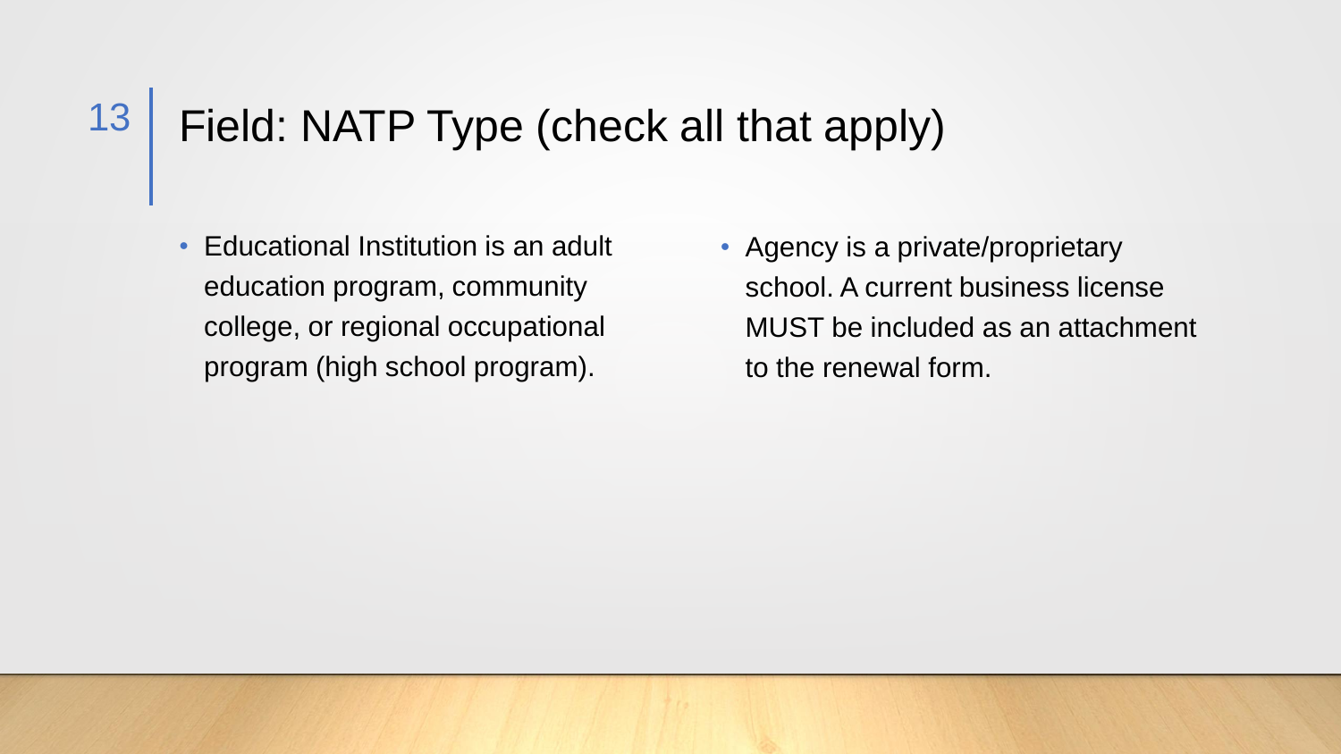# Field: NATP Type (check all that apply)

- Educational Institution is an adult education program, community college, or regional occupational program (high school program).
- Agency is a private/proprietary school. A current business license MUST be included as an attachment to the renewal form.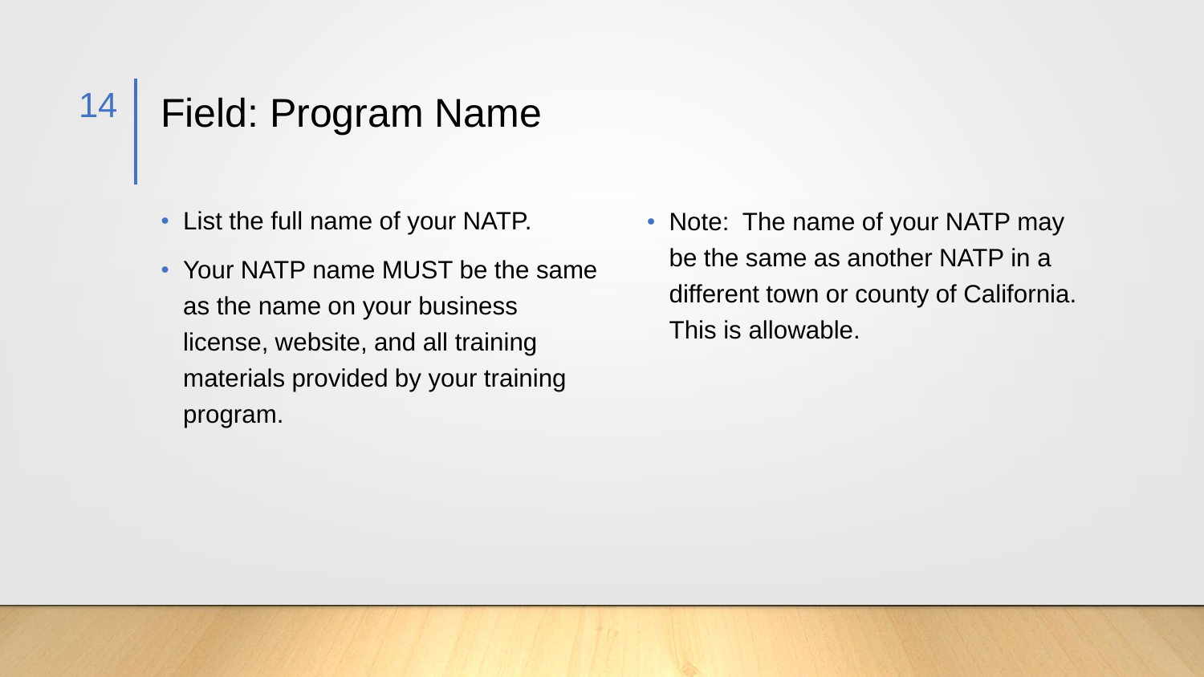# Field: Program Name

- List the full name of your NATP.
- Your NATP name MUST be the same as the name on your business license, website, and all training materials provided by your training program.

- Note: The name of your NATP may be the same as another NATP in a different town or county of California. This is allowable.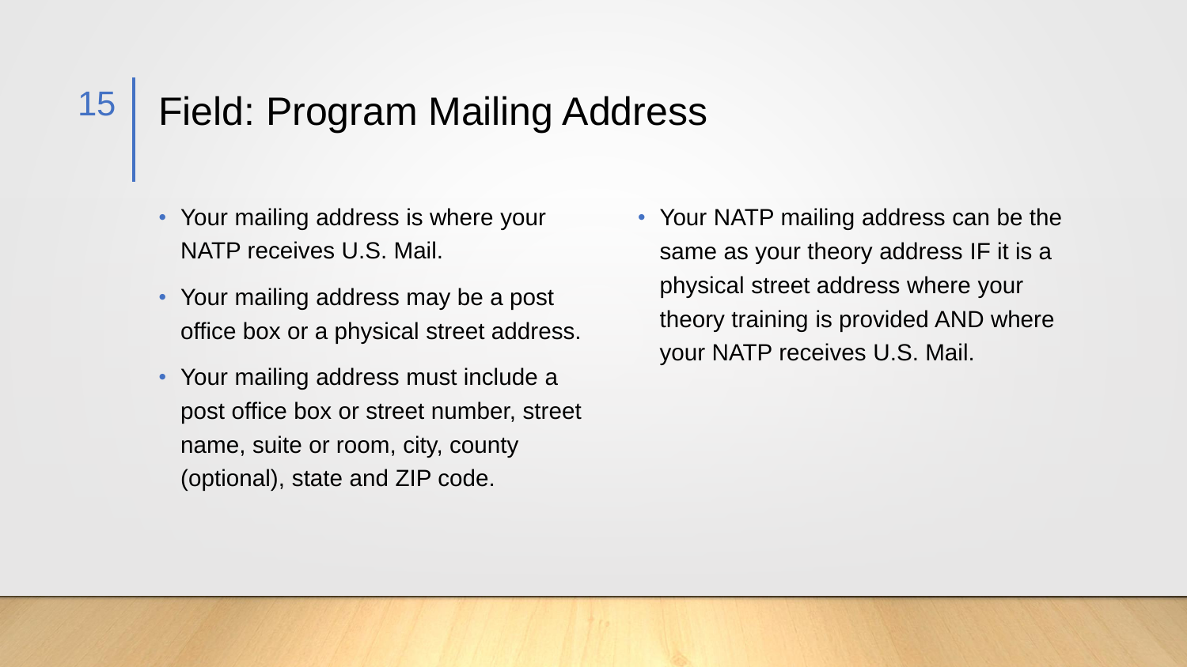# Field: Program Mailing Address

- Your mailing address is where your NATP receives U.S. Mail.
- Your mailing address may be a post office box or a physical street address.
- Your mailing address must include a post office box or street number, street name, suite or room, city, county (optional), state and ZIP code.
- Your NATP mailing address can be the same as your theory address IF it is a physical street address where your theory training is provided AND where your NATP receives U.S. Mail.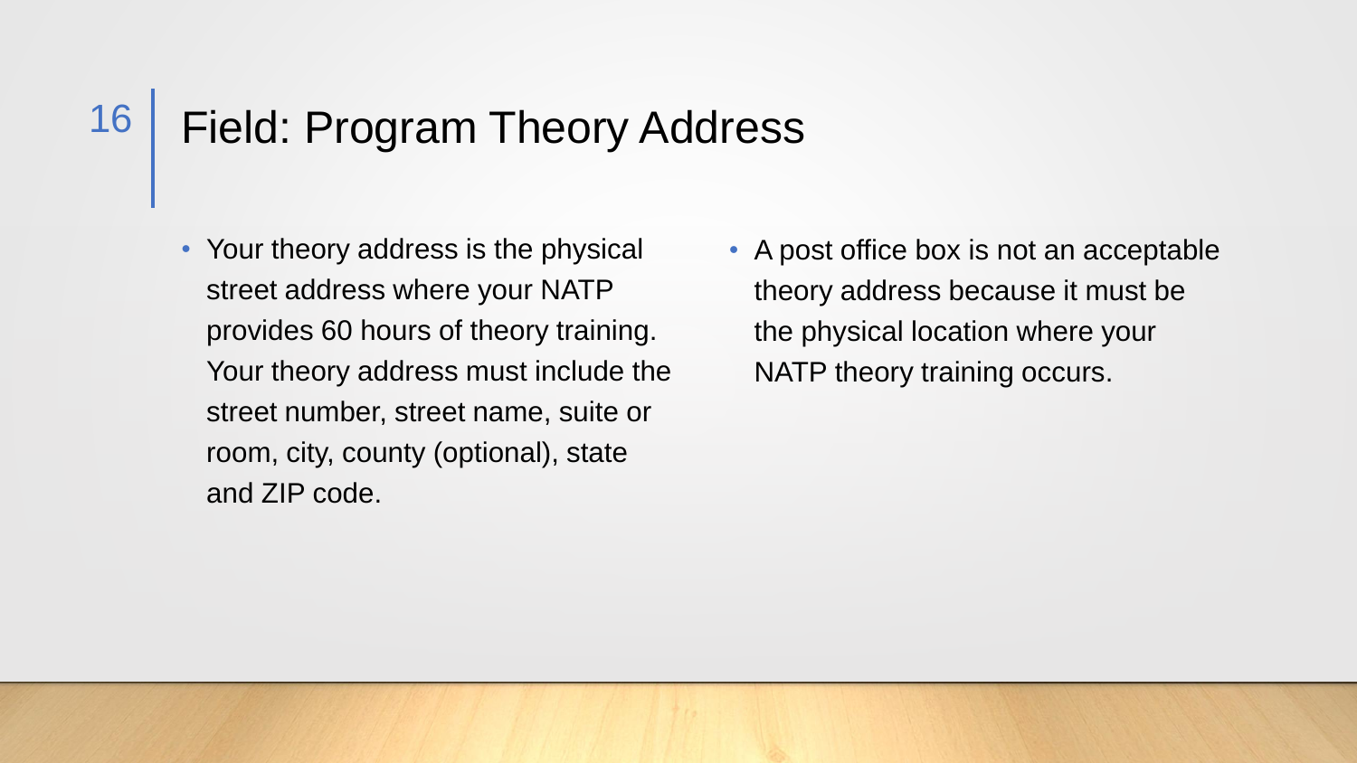## Field: Program Theory Address

- Your theory address is the physical street address where your NATP provides 60 hours of theory training. Your theory address must include the street number, street name, suite or room, city, county (optional), state and ZIP code.
- A post office box is not an acceptable theory address because it must be the physical location where your NATP theory training occurs.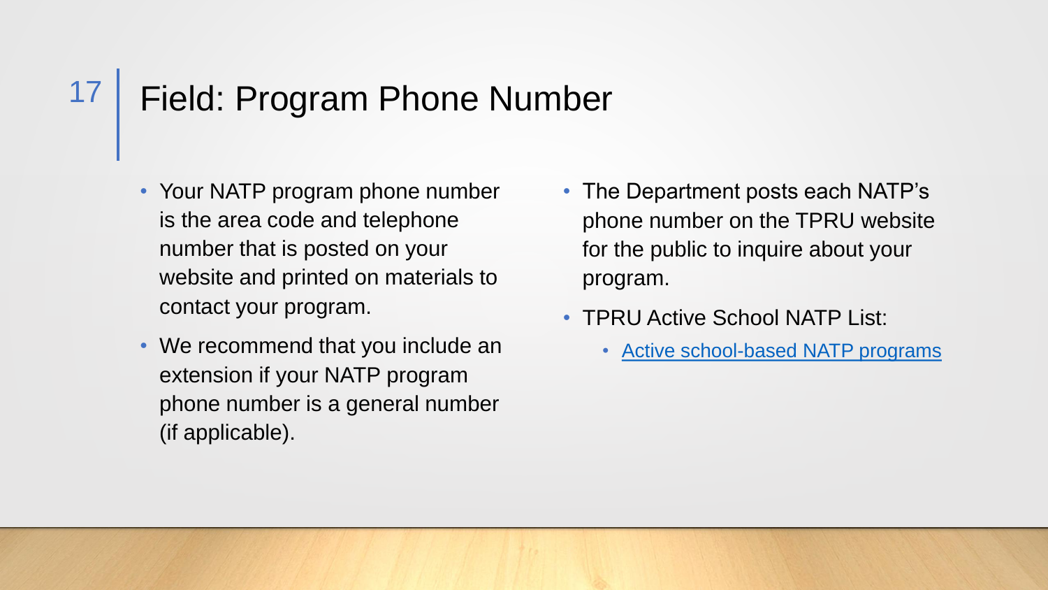# Field: Program Phone Number

- Your NATP program phone number is the area code and telephone number that is posted on your website and printed on materials to contact your program.
- We recommend that you include an extension if your NATP program phone number is a general number (if applicable).
- The Department posts each NATP's phone number on the TPRU website for the public to inquire about your program.
- TPRU Active School NATP List:
  - Active school-based NATP programs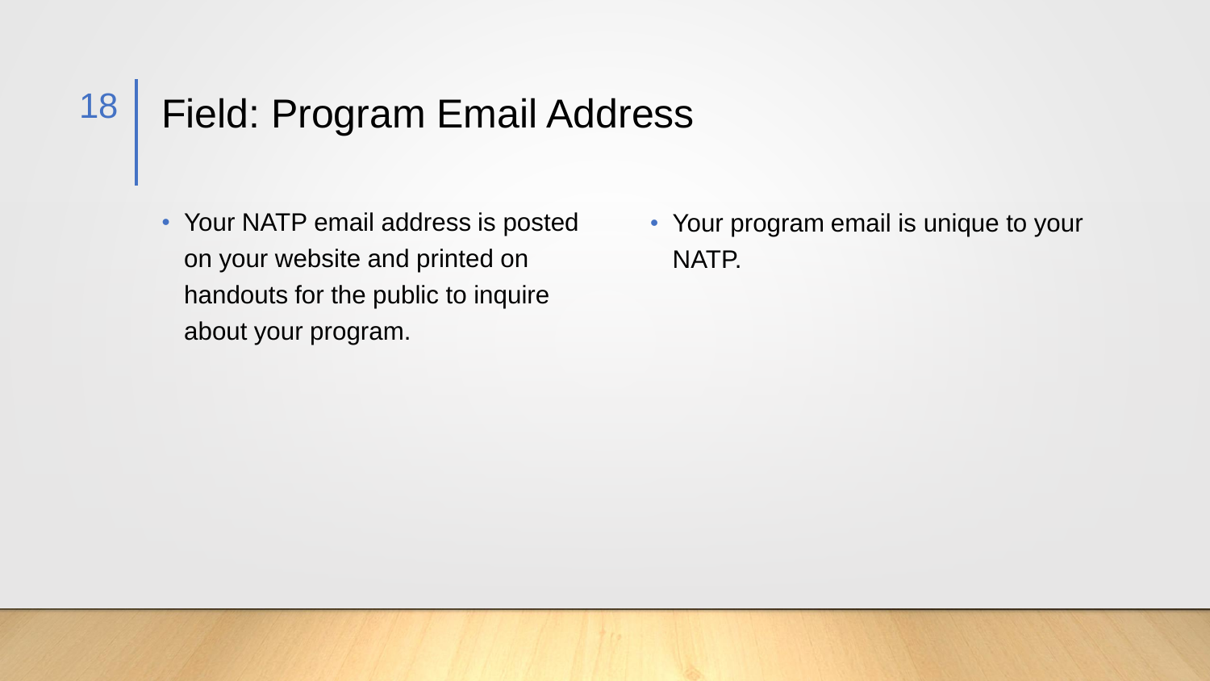# Field: Program Email Address

- Your NATP email address is posted on your website and printed on handouts for the public to inquire about your program.
- Your program email is unique to your NATP.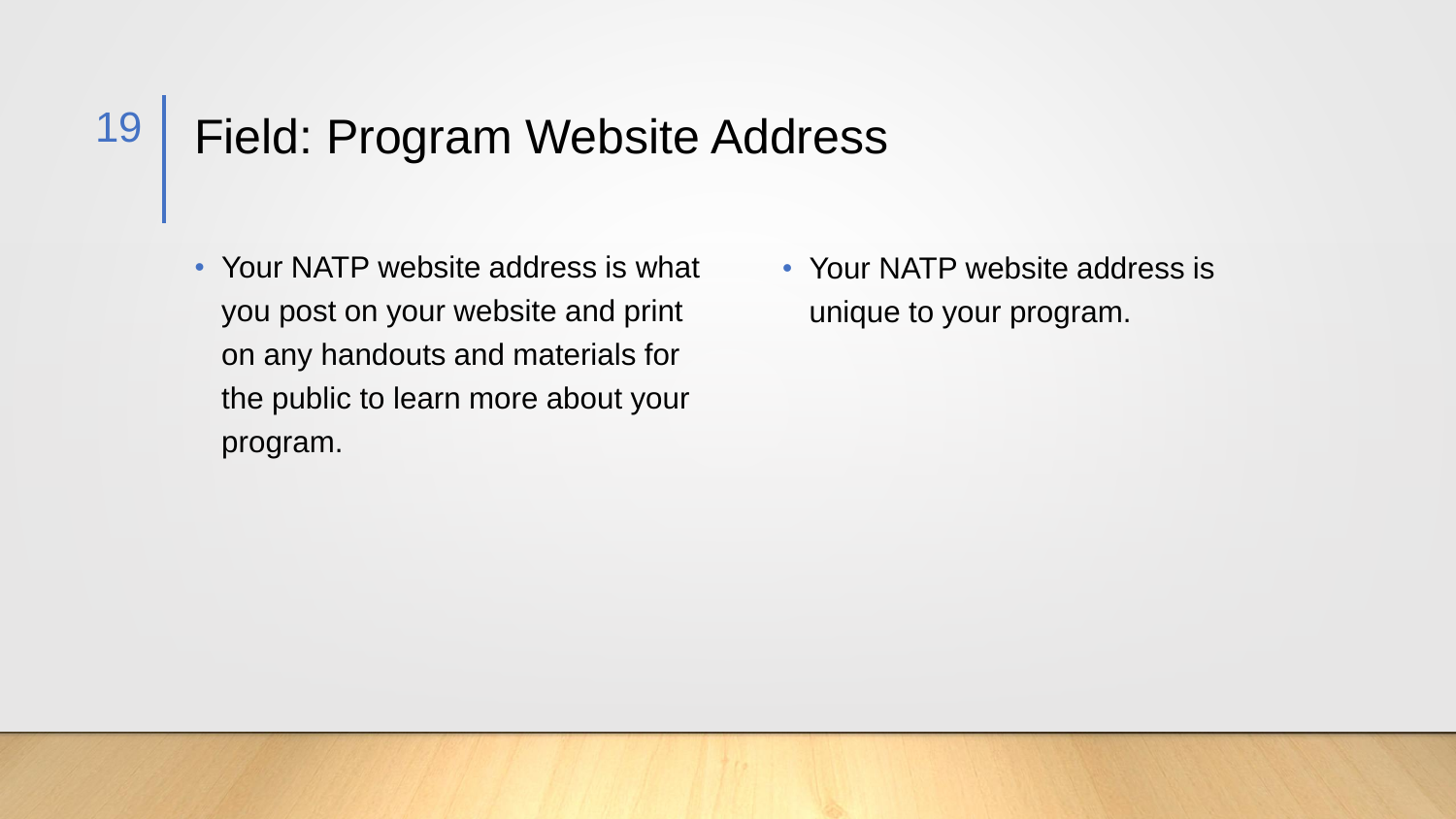# Field: Program Website Address

- Your NATP website address is what you post on your website and print on any handouts and materials for the public to learn more about your program.
- Your NATP website address is unique to your program.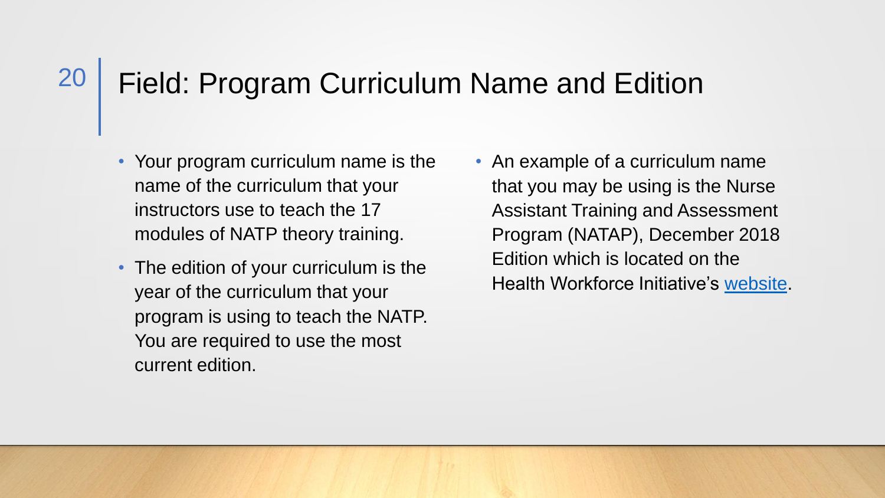# Field: Program Curriculum Name and Edition

- Your program curriculum name is the name of the curriculum that your instructors use to teach the 17 modules of NATP theory training.
- The edition of your curriculum is the year of the curriculum that your program is using to teach the NATP. You are required to use the most current edition.
- An example of a curriculum name that you may be using is the Nurse Assistant Training and Assessment Program (NATAP), December 2018 Edition which is located on the Health Workforce Initiative's website.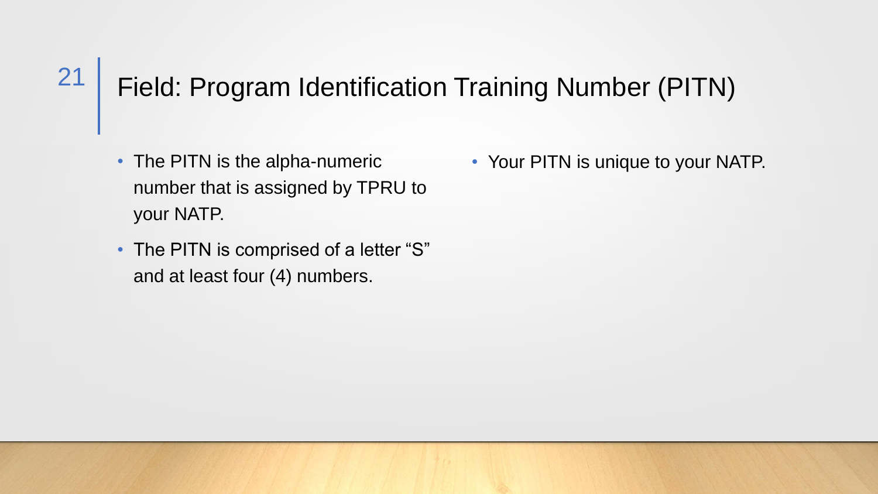# Field: Program Identification Training Number (PITN)

- The PITN is the alpha-numeric number that is assigned by TPRU to your NATP.
- The PITN is comprised of a letter "S" and at least four (4) numbers.
- Your PITN is unique to your NATP.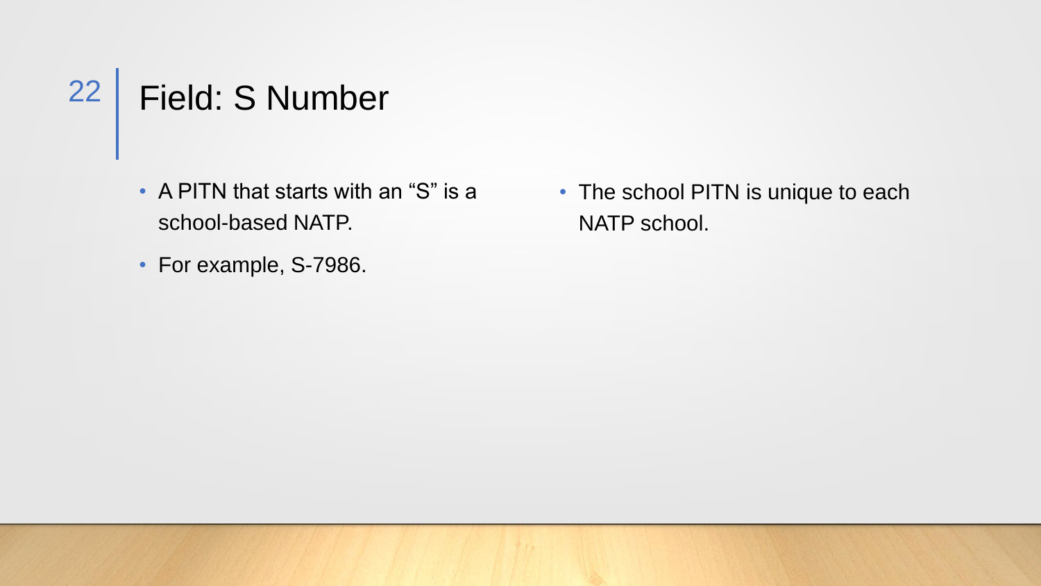# Field: S Number

- A PITN that starts with an “S” is a school-based NATP.
- For example, S-7986.
- The school PITN is unique to each NATP school.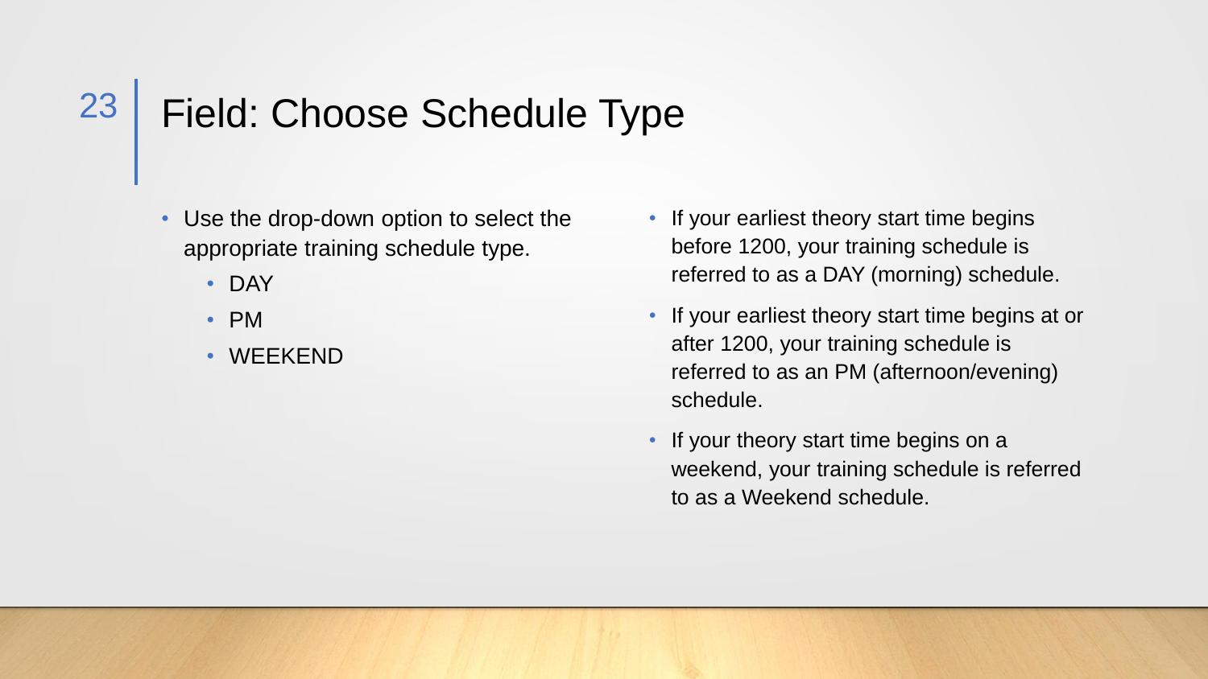# Field: Choose Schedule Type

- Use the drop-down option to select the appropriate training schedule type.
  - DAY
  - PM
  - WEEKEND

- If your earliest theory start time begins before 1200, your training schedule is referred to as a DAY (morning) schedule.
- If your earliest theory start time begins at or after 1200, your training schedule is referred to as an PM (afternoon/evening) schedule.
- If your theory start time begins on a weekend, your training schedule is referred to as a Weekend schedule.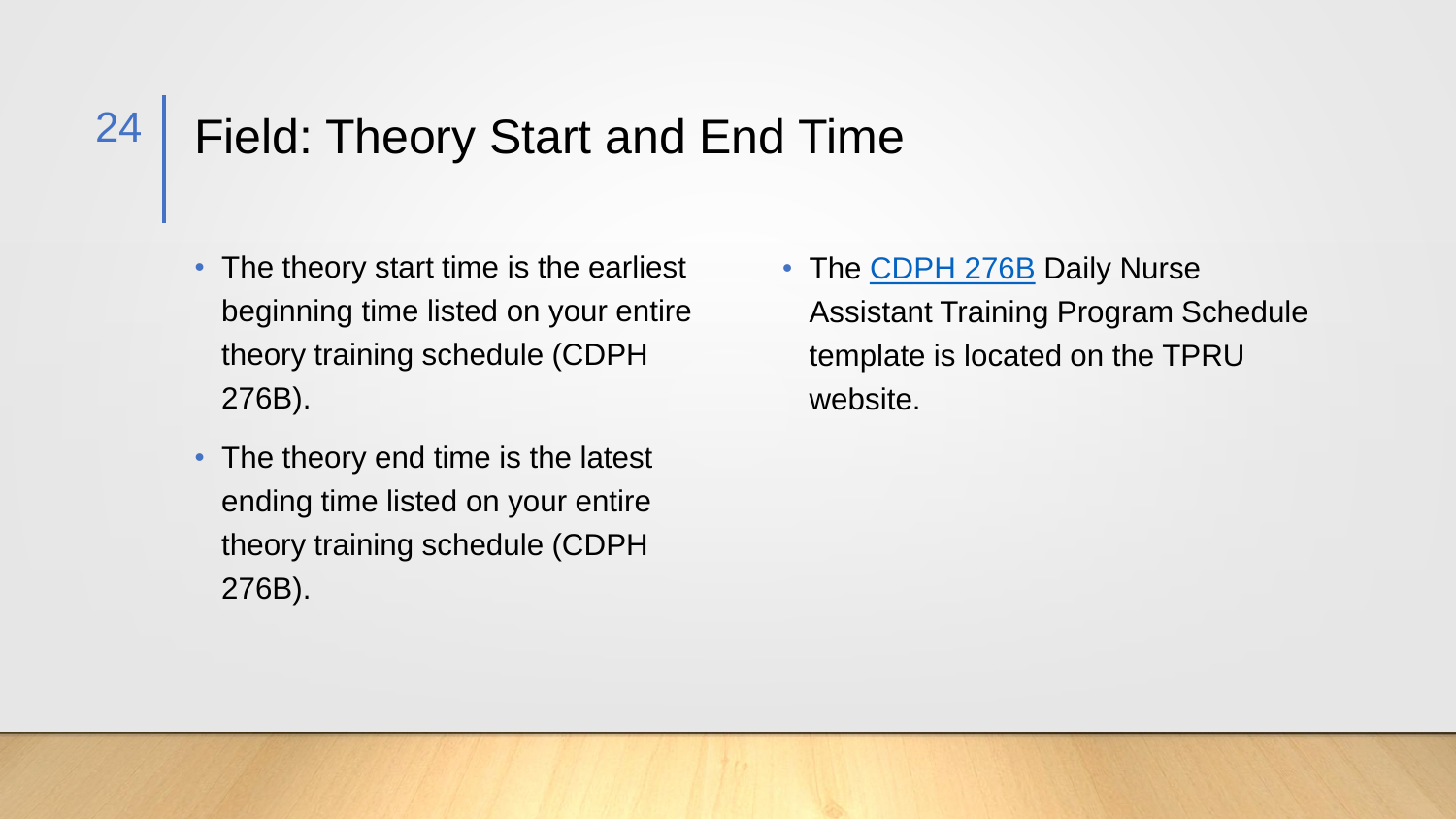# Field: Theory Start and End Time

- The theory start time is the earliest beginning time listed on your entire theory training schedule (CDPH 276B).
- The theory end time is the latest ending time listed on your entire theory training schedule (CDPH 276B).
- The CDPH 276B Daily Nurse Assistant Training Program Schedule template is located on the TPRU website.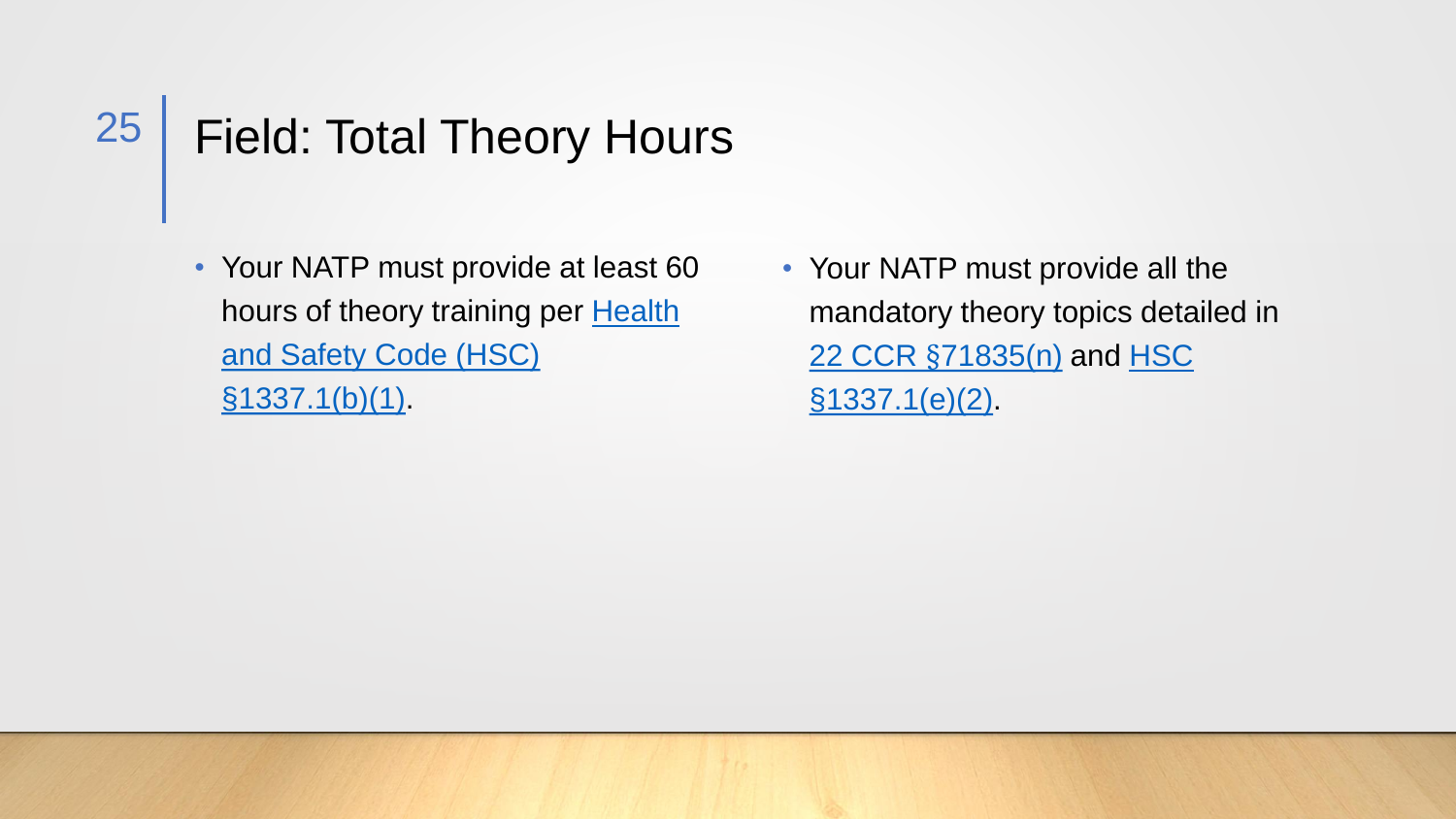# Field: Total Theory Hours

- Your NATP must provide at least 60 hours of theory training per Health and Safety Code (HSC) §1337.1(b)(1).
- Your NATP must provide all the mandatory theory topics detailed in 22 CCR §71835(n) and HSC §1337.1(e)(2).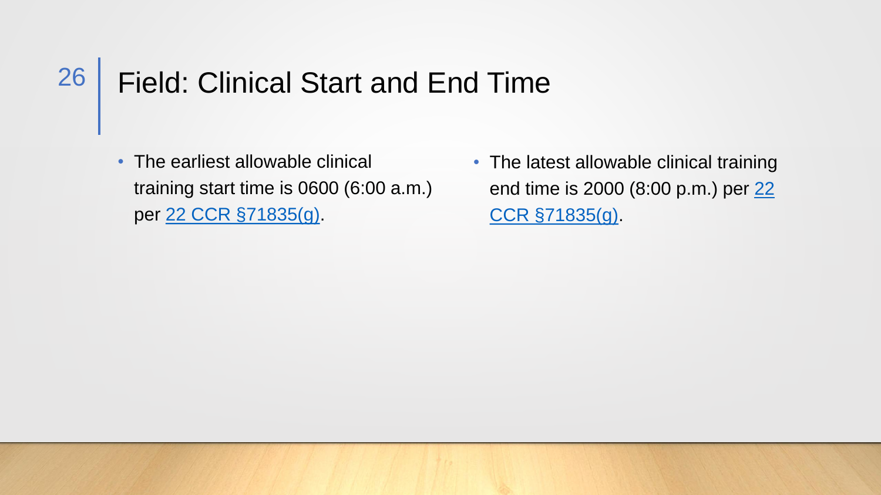# Field: Clinical Start and End Time

- The earliest allowable clinical training start time is 0600 (6:00 a.m.) per 22 CCR §71835(g).

- The latest allowable clinical training end time is 2000 (8:00 p.m.) per 22 CCR §71835(g).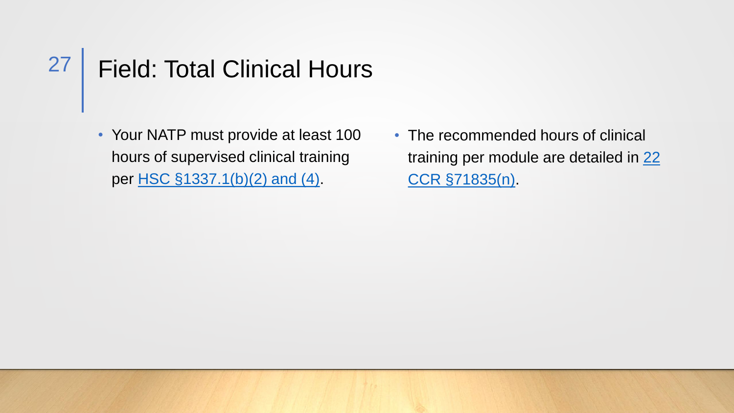# Field: Total Clinical Hours

- Your NATP must provide at least 100 hours of supervised clinical training per HSC §1337.1(b)(2) and (4).
- The recommended hours of clinical training per module are detailed in 22 CCR §71835(n).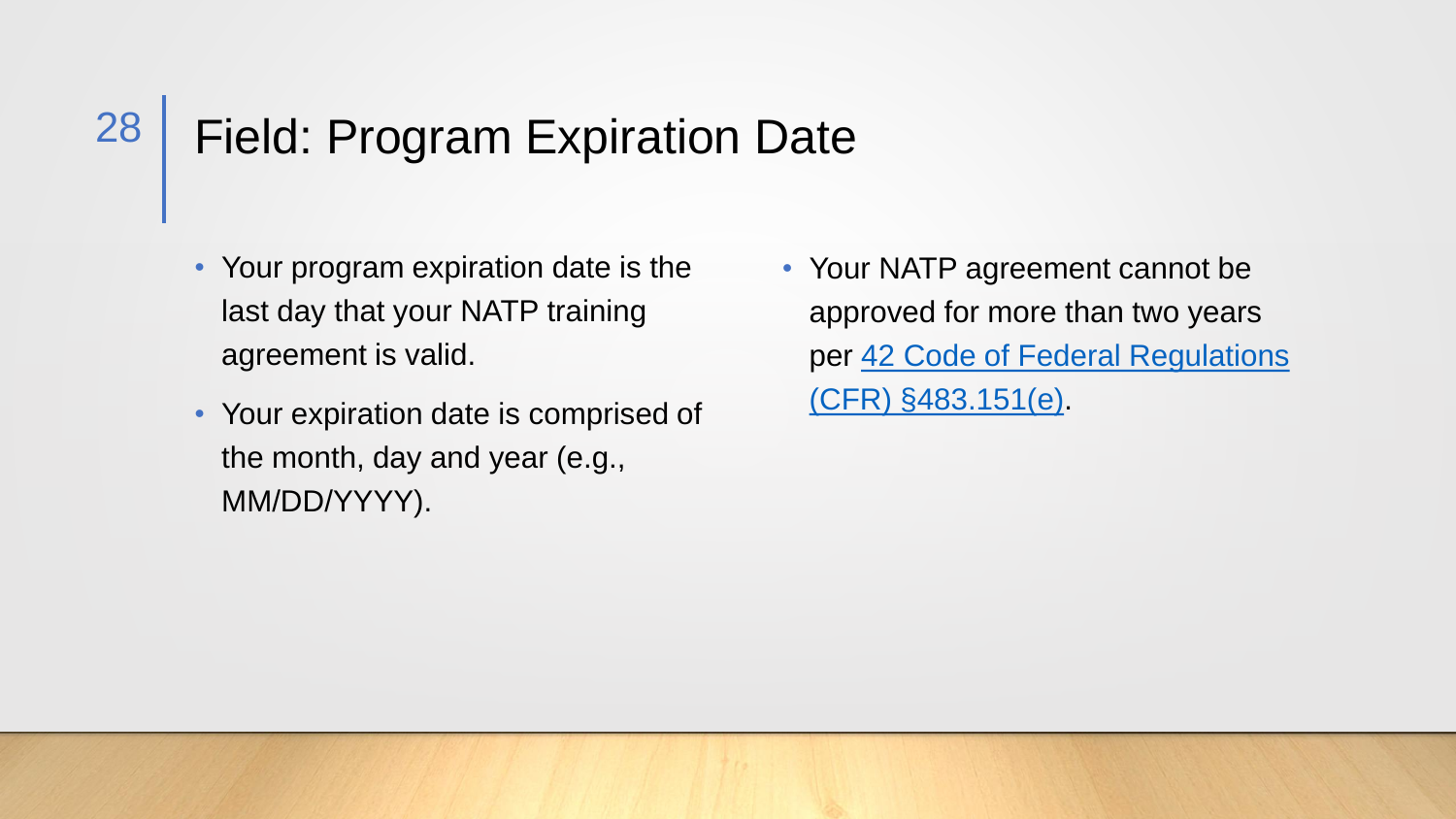# Field: Program Expiration Date

- Your program expiration date is the last day that your NATP training agreement is valid.
- Your expiration date is comprised of the month, day and year (e.g., MM/DD/YYYY).
- Your NATP agreement cannot be approved for more than two years per 42 Code of Federal Regulations (CFR) §483.151(e).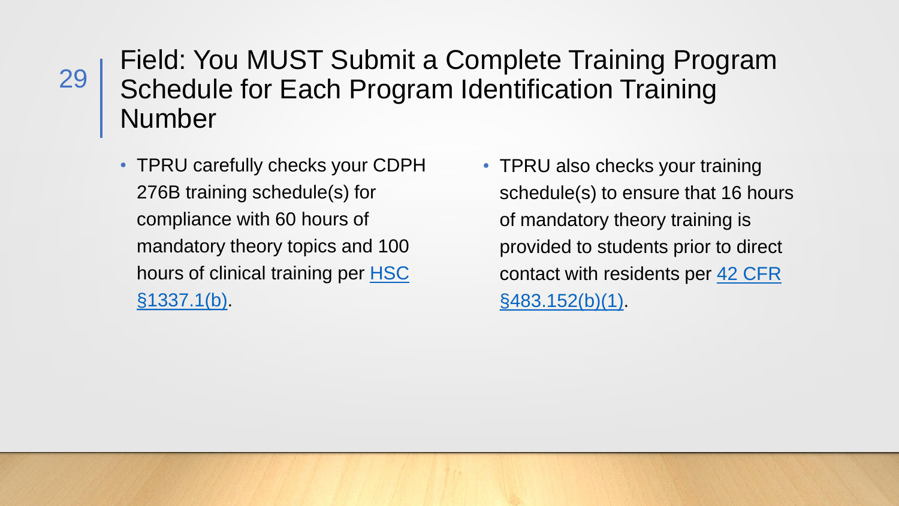# Field: You MUST Submit a Complete Training Program Schedule for Each Program Identification Training Number

- TPRU carefully checks your CDPH 276B training schedule(s) for compliance with 60 hours of mandatory theory topics and 100 hours of clinical training per HSC §1337.1(b).
- TPRU also checks your training schedule(s) to ensure that 16 hours of mandatory theory training is provided to students prior to direct contact with residents per 42 CFR §483.152(b)(1).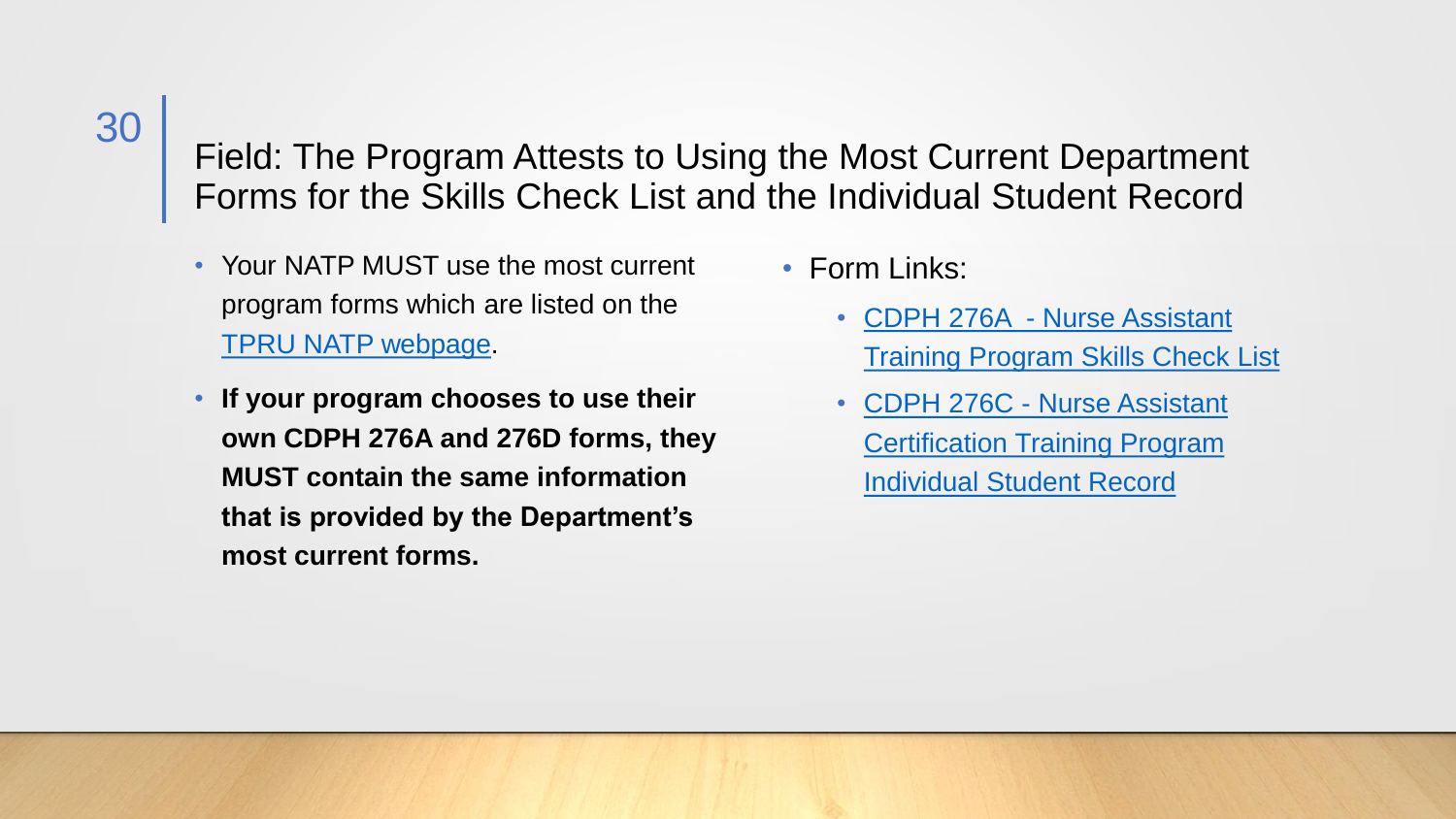## Field: The Program Attests to Using the Most Current Department Forms for the Skills Check List and the Individual Student Record

- Your NATP MUST use the most current program forms which are listed on the TPRU NATP webpage.
- **If your program chooses to use their own CDPH 276A and 276D forms, they MUST contain the same information that is provided by the Department's most current forms.**

- Form Links:
  - CDPH 276A - Nurse Assistant Training Program Skills Check List
  - CDPH 276C - Nurse Assistant Certification Training Program Individual Student Record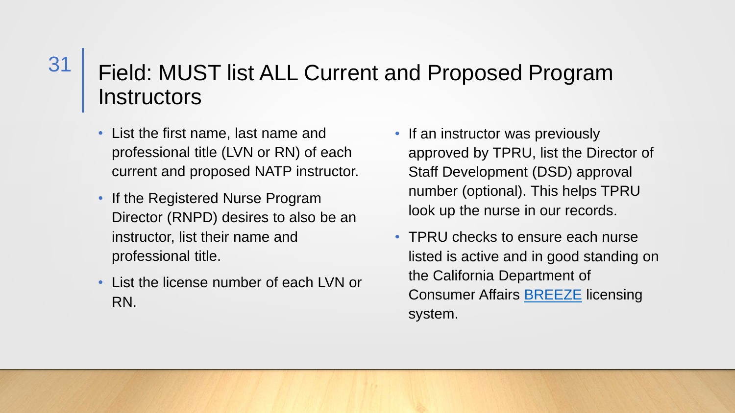# Field: MUST list ALL Current and Proposed Program Instructors

- List the first name, last name and professional title (LVN or RN) of each current and proposed NATP instructor.
- If the Registered Nurse Program Director (RNPD) desires to also be an instructor, list their name and professional title.
- List the license number of each LVN or RN.
- If an instructor was previously approved by TPRU, list the Director of Staff Development (DSD) approval number (optional). This helps TPRU look up the nurse in our records.
- TPRU checks to ensure each nurse listed is active and in good standing on the California Department of Consumer Affairs BREEZE licensing system.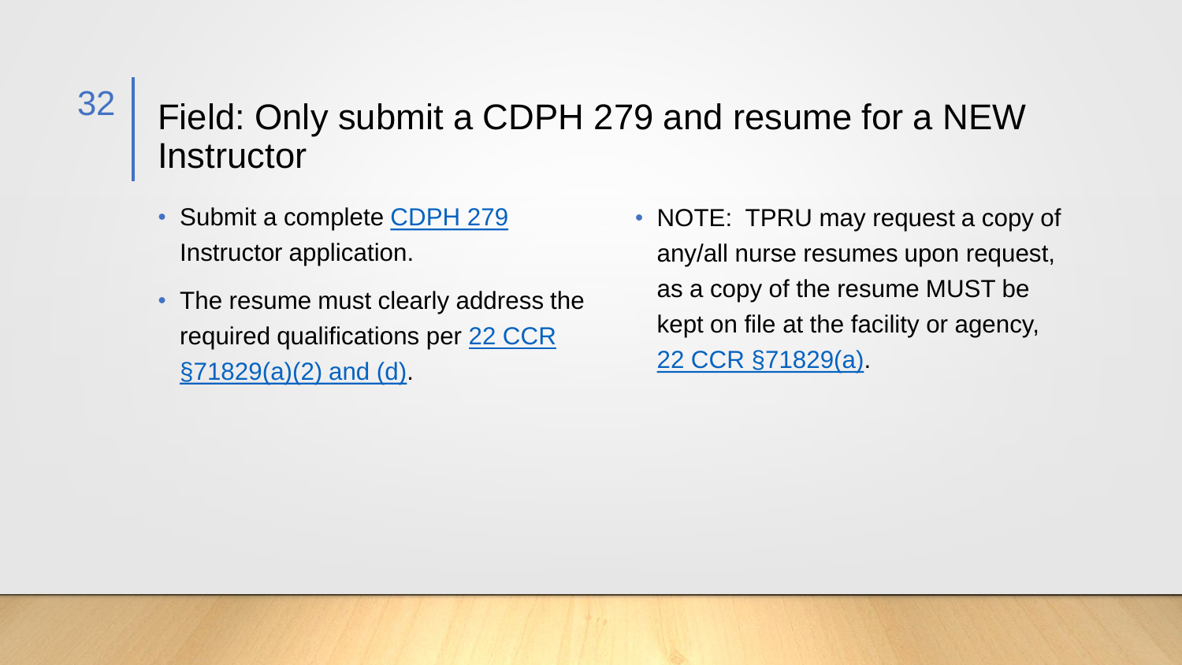# Field: Only submit a CDPH 279 and resume for a NEW Instructor

- Submit a complete [CDPH 279] Instructor application.
- The resume must clearly address the required qualifications per [22 CCR §71829(a)(2) and (d)].

- NOTE: TPRU may request a copy of any/all nurse resumes upon request, as a copy of the resume MUST be kept on file at the facility or agency, [22 CCR §71829(a)].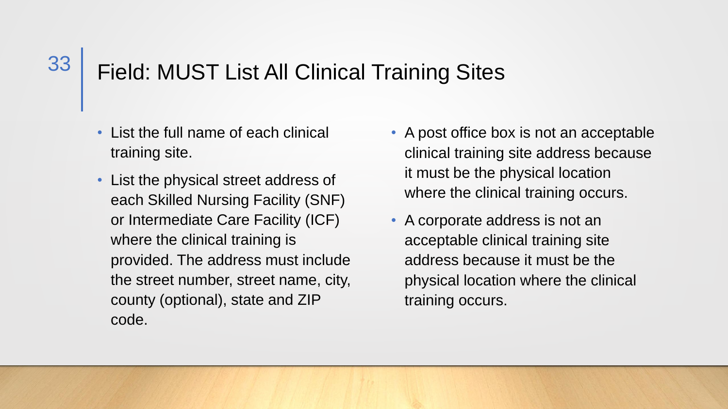# Field: MUST List All Clinical Training Sites

- List the full name of each clinical training site.
- List the physical street address of each Skilled Nursing Facility (SNF) or Intermediate Care Facility (ICF) where the clinical training is provided. The address must include the street number, street name, city, county (optional), state and ZIP code.
- A post office box is not an acceptable clinical training site address because it must be the physical location where the clinical training occurs.
- A corporate address is not an acceptable clinical training site address because it must be the physical location where the clinical training occurs.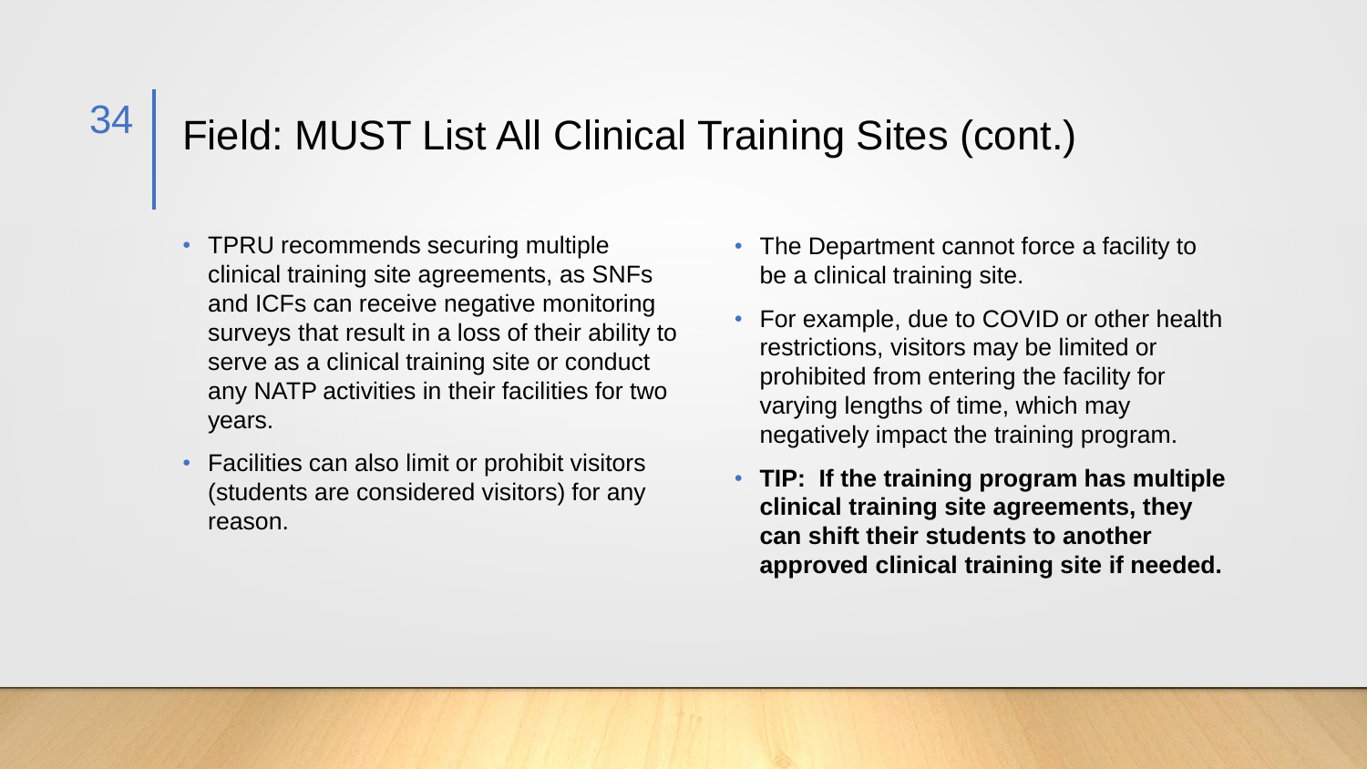# Field: MUST List All Clinical Training Sites (cont.)

- TPRU recommends securing multiple clinical training site agreements, as SNFs and ICFs can receive negative monitoring surveys that result in a loss of their ability to serve as a clinical training site or conduct any NATP activities in their facilities for two years.
- Facilities can also limit or prohibit visitors (students are considered visitors) for any reason.
- The Department cannot force a facility to be a clinical training site.
- For example, due to COVID or other health restrictions, visitors may be limited or prohibited from entering the facility for varying lengths of time, which may negatively impact the training program.
- **TIP: If the training program has multiple clinical training site agreements, they can shift their students to another approved clinical training site if needed.**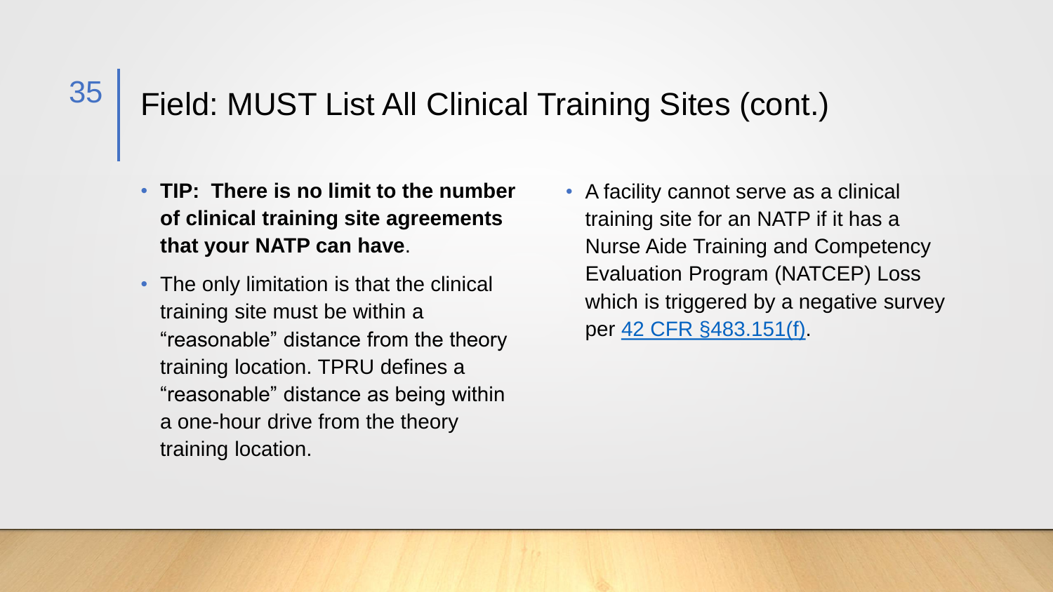# Field: MUST List All Clinical Training Sites (cont.)

- **TIP: There is no limit to the number of clinical training site agreements that your NATP can have**.
- The only limitation is that the clinical training site must be within a "reasonable" distance from the theory training location. TPRU defines a "reasonable" distance as being within a one-hour drive from the theory training location.
- A facility cannot serve as a clinical training site for an NATP if it has a Nurse Aide Training and Competency Evaluation Program (NATCEP) Loss which is triggered by a negative survey per 42 CFR §483.151(f).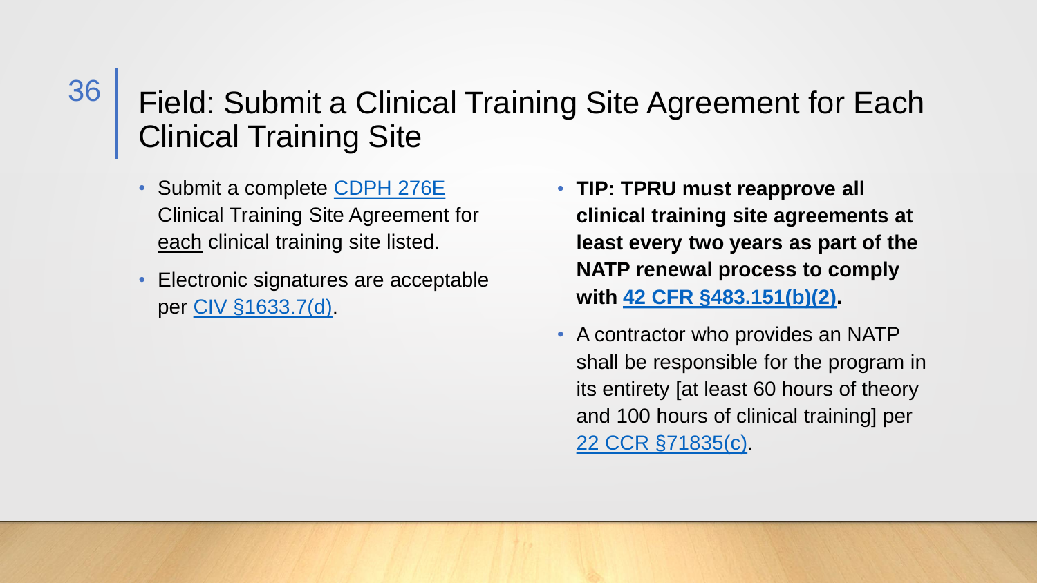# Field: Submit a Clinical Training Site Agreement for Each Clinical Training Site

- Submit a complete CDPH 276E Clinical Training Site Agreement for each clinical training site listed.
- Electronic signatures are acceptable per CIV §1633.7(d).
- **TIP: TPRU must reapprove all clinical training site agreements at least every two years as part of the NATP renewal process to comply with 42 CFR §483.151(b)(2).**
- A contractor who provides an NATP shall be responsible for the program in its entirety [at least 60 hours of theory and 100 hours of clinical training] per 22 CCR §71835(c).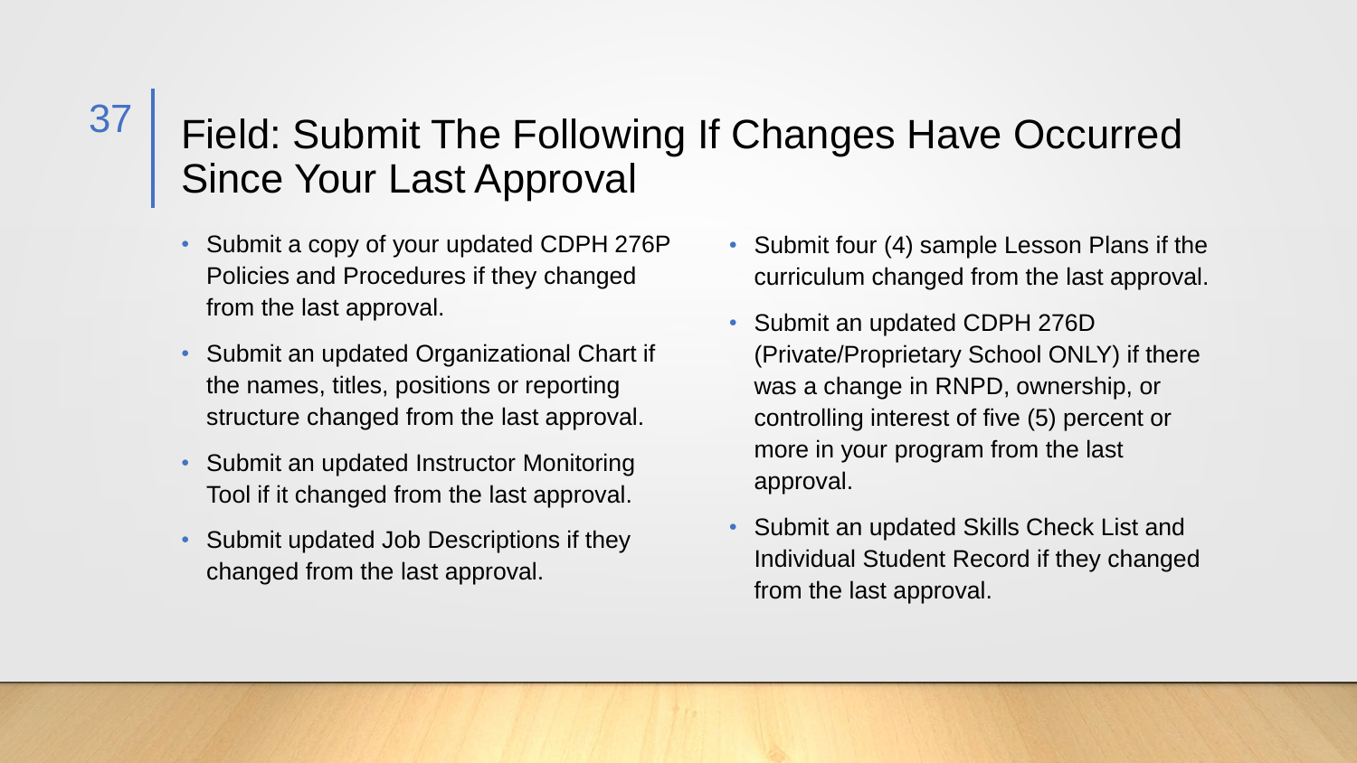# Field: Submit The Following If Changes Have Occurred Since Your Last Approval

- Submit a copy of your updated CDPH 276P Policies and Procedures if they changed from the last approval.
- Submit an updated Organizational Chart if the names, titles, positions or reporting structure changed from the last approval.
- Submit an updated Instructor Monitoring Tool if it changed from the last approval.
- Submit updated Job Descriptions if they changed from the last approval.
- Submit four (4) sample Lesson Plans if the curriculum changed from the last approval.
- Submit an updated CDPH 276D (Private/Proprietary School ONLY) if there was a change in RNPD, ownership, or controlling interest of five (5) percent or more in your program from the last approval.
- Submit an updated Skills Check List and Individual Student Record if they changed from the last approval.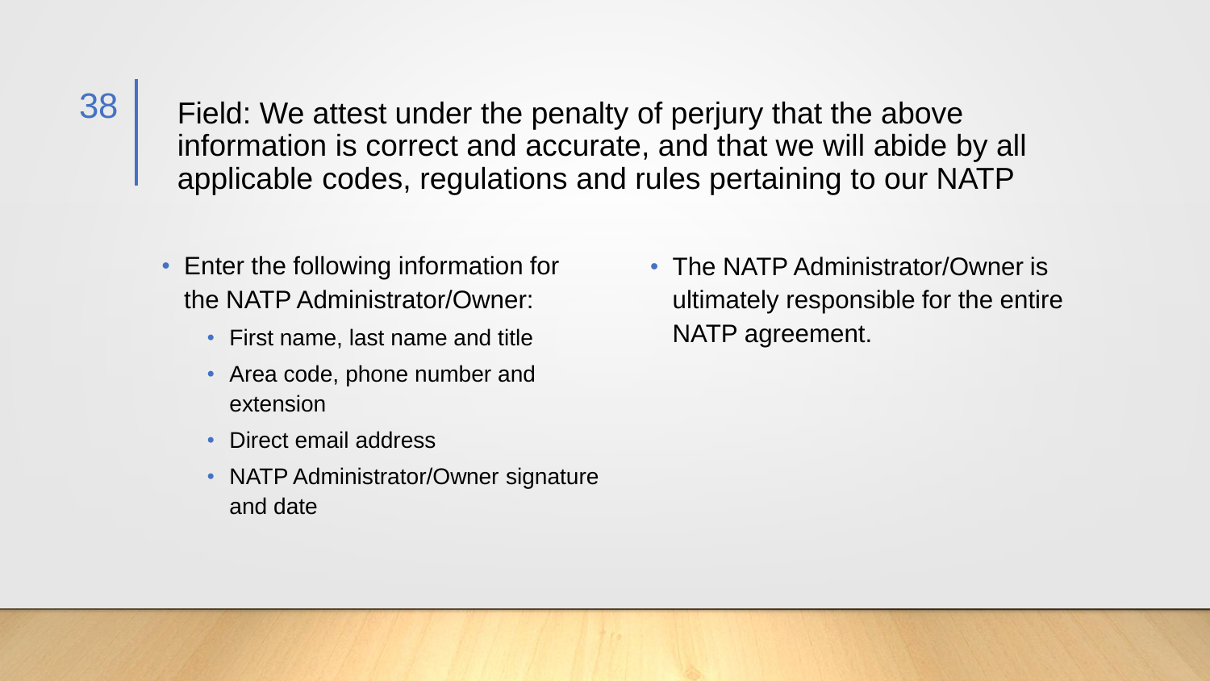## Field: We attest under the penalty of perjury that the above information is correct and accurate, and that we will abide by all applicable codes, regulations and rules pertaining to our NATP

- Enter the following information for the NATP Administrator/Owner:
  - First name, last name and title
  - Area code, phone number and extension
  - Direct email address
  - NATP Administrator/Owner signature and date
- The NATP Administrator/Owner is ultimately responsible for the entire NATP agreement.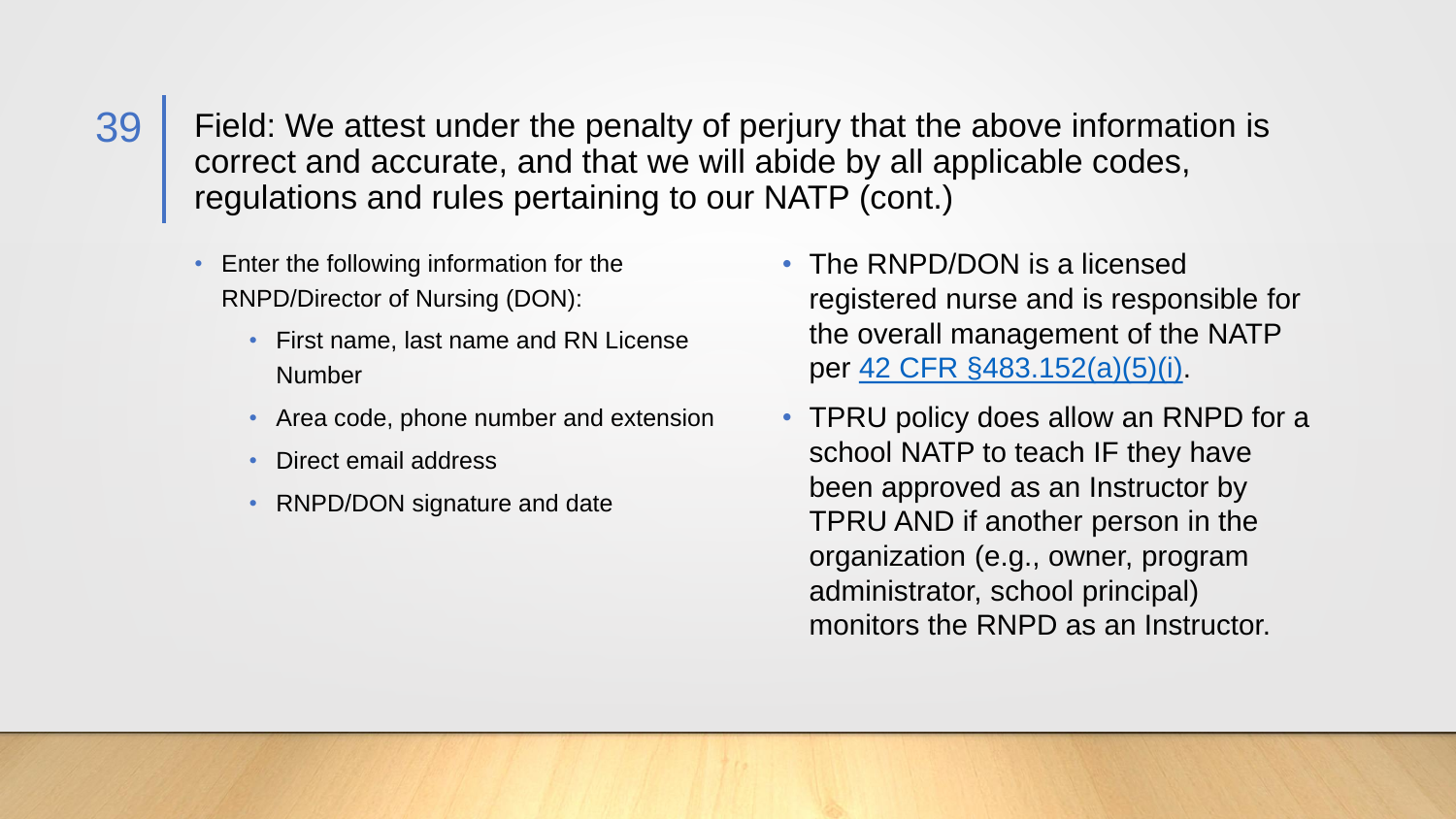## Field: We attest under the penalty of perjury that the above information is correct and accurate, and that we will abide by all applicable codes, regulations and rules pertaining to our NATP (cont.)

- Enter the following information for the RNPD/Director of Nursing (DON):
  - First name, last name and RN License Number
  - Area code, phone number and extension
  - Direct email address
  - RNPD/DON signature and date

- The RNPD/DON is a licensed registered nurse and is responsible for the overall management of the NATP per 42 CFR §483.152(a)(5)(i).
- TPRU policy does allow an RNPD for a school NATP to teach IF they have been approved as an Instructor by TPRU AND if another person in the organization (e.g., owner, program administrator, school principal) monitors the RNPD as an Instructor.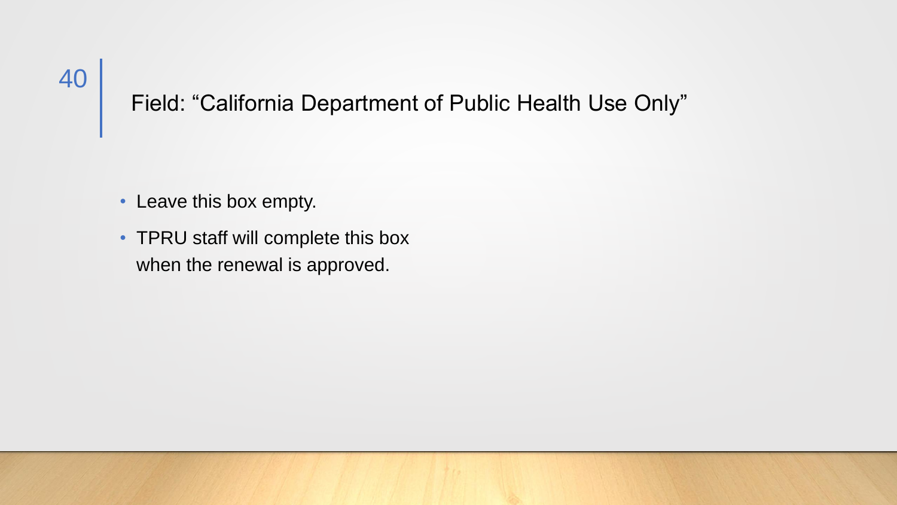# Field: "California Department of Public Health Use Only"

- Leave this box empty.
- TPRU staff will complete this box when the renewal is approved.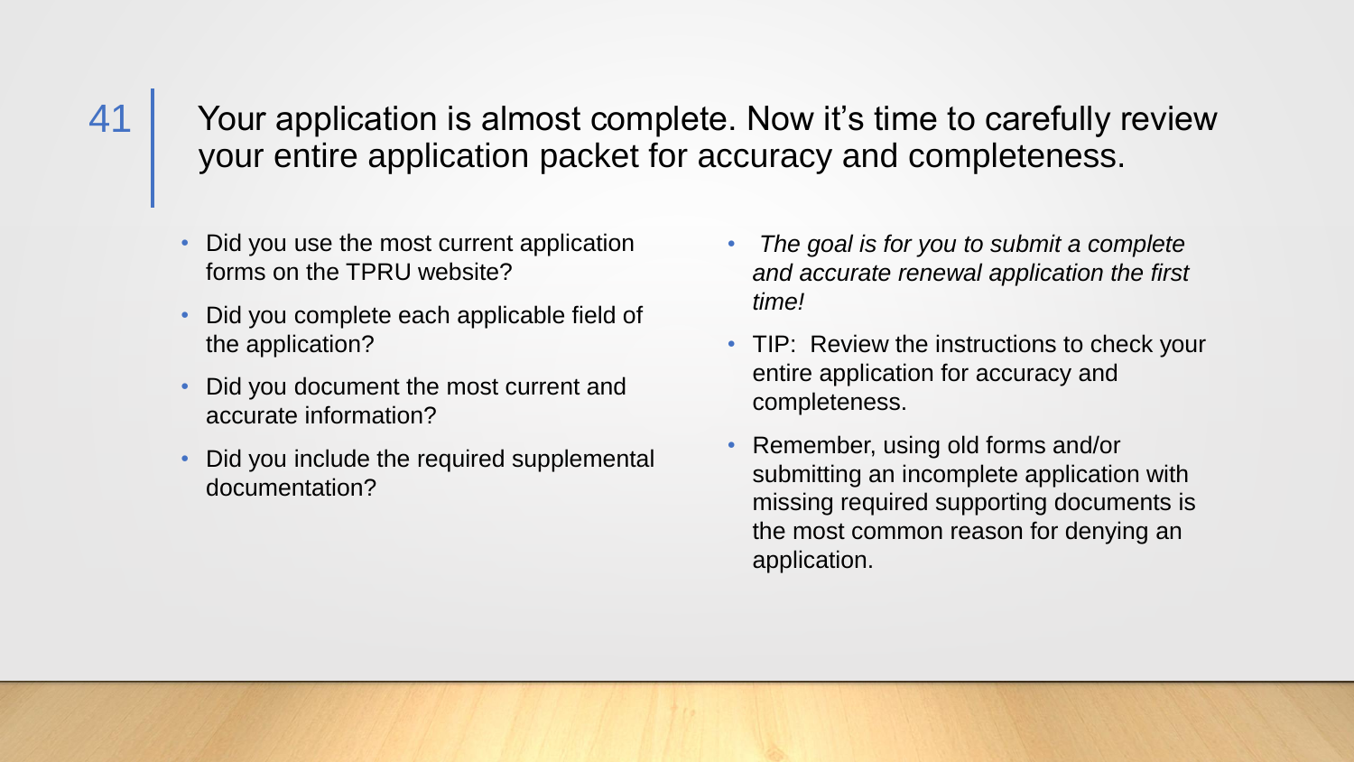## Your application is almost complete. Now it's time to carefully review your entire application packet for accuracy and completeness.

- Did you use the most current application forms on the TPRU website?
- Did you complete each applicable field of the application?
- Did you document the most current and accurate information?
- Did you include the required supplemental documentation?

- *The goal is for you to submit a complete and accurate renewal application the first time!*
- TIP: Review the instructions to check your entire application for accuracy and completeness.
- Remember, using old forms and/or submitting an incomplete application with missing required supporting documents is the most common reason for denying an application.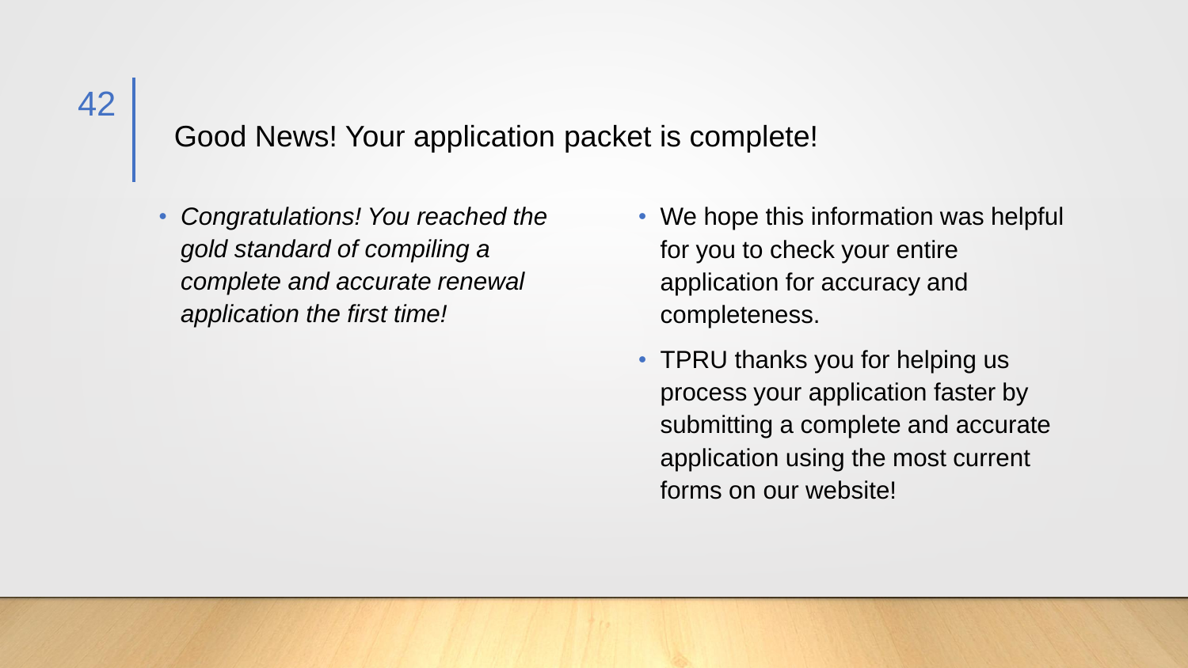## Good News! Your application packet is complete!

- *Congratulations! You reached the gold standard of compiling a complete and accurate renewal application the first time!*

- We hope this information was helpful for you to check your entire application for accuracy and completeness.
- TPRU thanks you for helping us process your application faster by submitting a complete and accurate application using the most current forms on our website!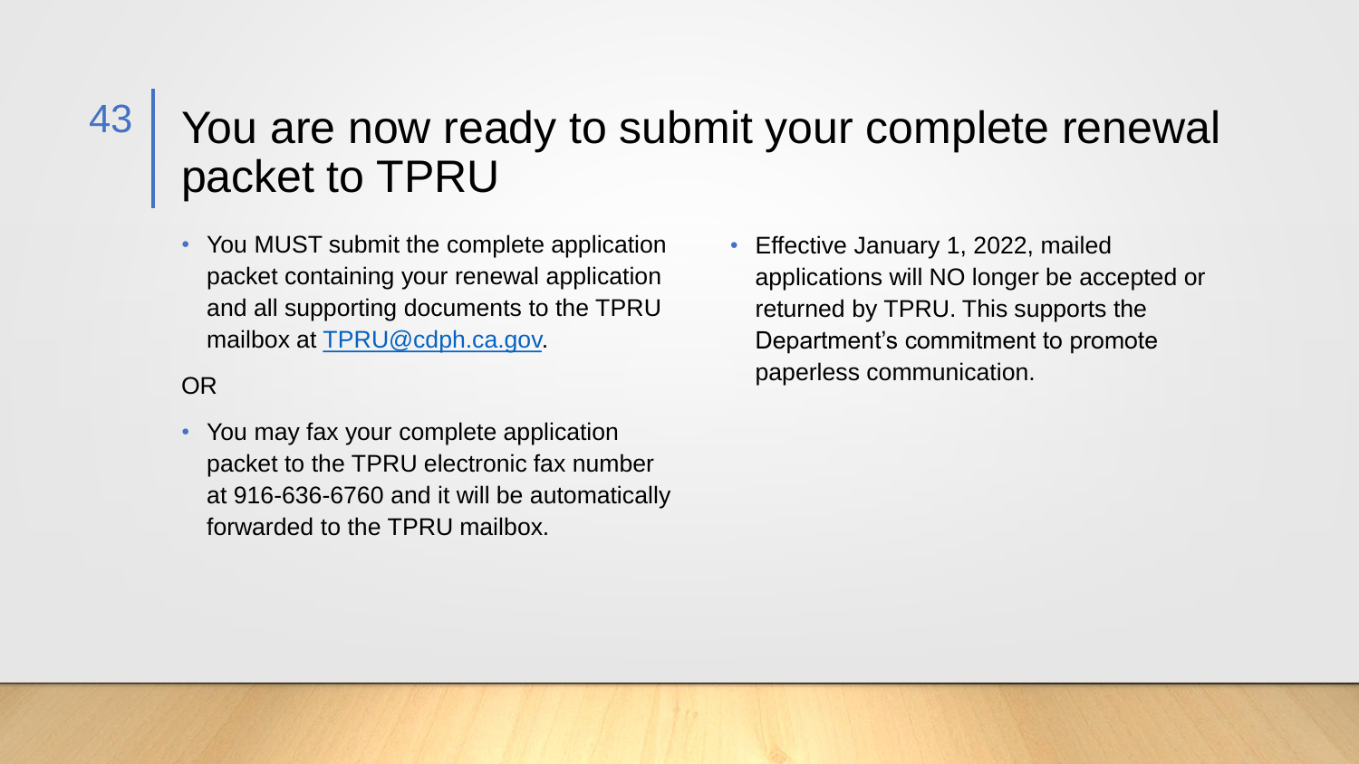# You are now ready to submit your complete renewal packet to TPRU

- You MUST submit the complete application packet containing your renewal application and all supporting documents to the TPRU mailbox at [TPRU@cdph.ca.gov](mailto:TPRU@cdph.ca.gov).

OR

- You may fax your complete application packet to the TPRU electronic fax number at 916-636-6760 and it will be automatically forwarded to the TPRU mailbox.

- Effective January 1, 2022, mailed applications will NO longer be accepted or returned by TPRU. This supports the Department's commitment to promote paperless communication.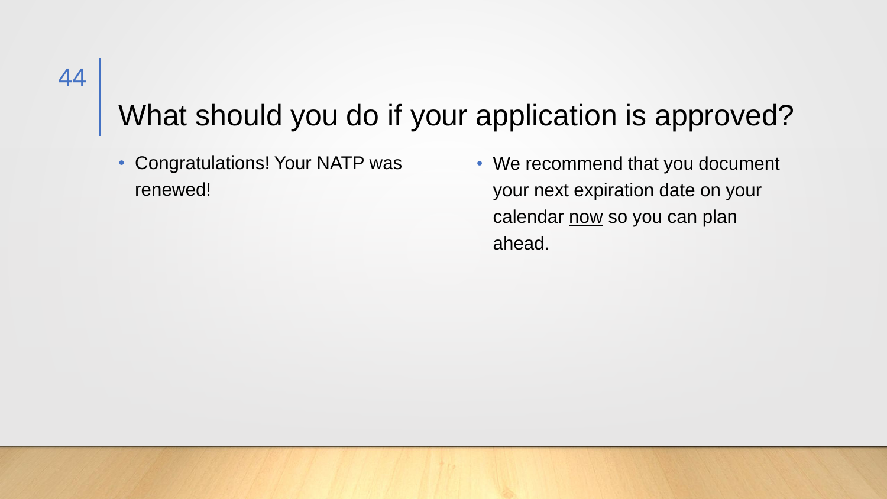# What should you do if your application is approved?

- Congratulations! Your NATP was renewed!
- We recommend that you document your next expiration date on your calendar now so you can plan ahead.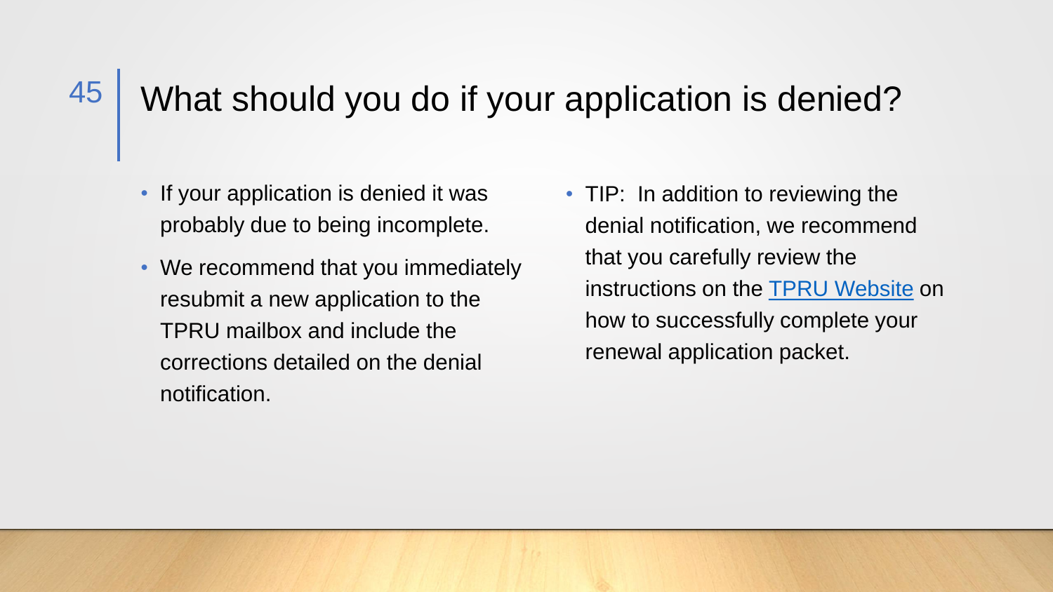# What should you do if your application is denied?

- If your application is denied it was probably due to being incomplete.
- We recommend that you immediately resubmit a new application to the TPRU mailbox and include the corrections detailed on the denial notification.

- TIP: In addition to reviewing the denial notification, we recommend that you carefully review the instructions on the TPRU Website on how to successfully complete your renewal application packet.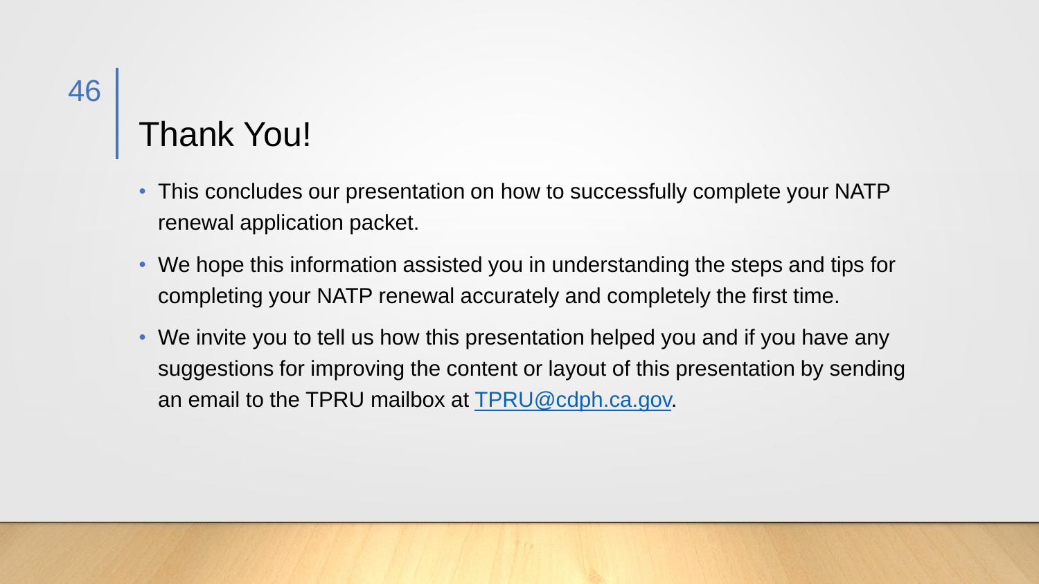# Thank You!

- This concludes our presentation on how to successfully complete your NATP renewal application packet.
- We hope this information assisted you in understanding the steps and tips for completing your NATP renewal accurately and completely the first time.
- We invite you to tell us how this presentation helped you and if you have any suggestions for improving the content or layout of this presentation by sending an email to the TPRU mailbox at [TPRU@cdph.ca.gov](mailto:TPRU@cdph.ca.gov).